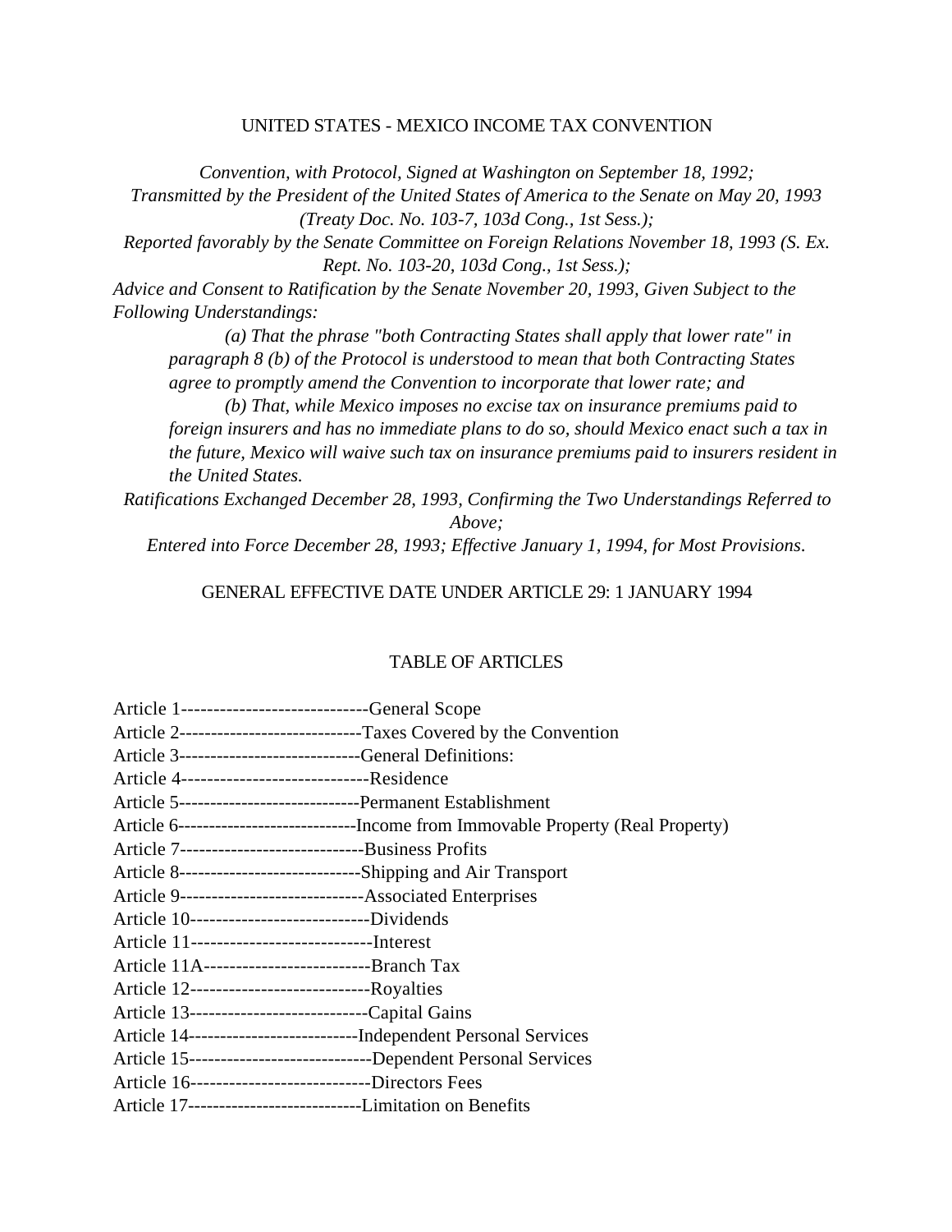# UNITED STATES - MEXICO INCOME TAX CONVENTION

*Convention, with Protocol, Signed at Washington on September 18, 1992;*
*Transmitted by the President of the United States of America to the Senate on May 20, 1993 (Treaty Doc. No. 103-7, 103d Cong., 1st Sess.);*
*Reported favorably by the Senate Committee on Foreign Relations November 18, 1993 (S. Ex. Rept. No. 103-20, 103d Cong., 1st Sess.);*
*Advice and Consent to Ratification by the Senate November 20, 1993, Given Subject to the Following Understandings:*

> *(a) That the phrase "both Contracting States shall apply that lower rate" in paragraph 8 (b) of the Protocol is understood to mean that both Contracting States agree to promptly amend the Convention to incorporate that lower rate; and*
>
> *(b) That, while Mexico imposes no excise tax on insurance premiums paid to foreign insurers and has no immediate plans to do so, should Mexico enact such a tax in the future, Mexico will waive such tax on insurance premiums paid to insurers resident in the United States.*

*Ratifications Exchanged December 28, 1993, Confirming the Two Understandings Referred to Above;*
*Entered into Force December 28, 1993; Effective January 1, 1994, for Most Provisions.*

GENERAL EFFECTIVE DATE UNDER ARTICLE 29: 1 JANUARY 1994

## TABLE OF ARTICLES

Article 1------------------------------General Scope
Article 2-----------------------------Taxes Covered by the Convention
Article 3-----------------------------General Definitions:
Article 4------------------------------Residence
Article 5-----------------------------Permanent Establishment
Article 6-----------------------------Income from Immovable Property (Real Property)
Article 7------------------------------Business Profits
Article 8-----------------------------Shipping and Air Transport
Article 9------------------------------Associated Enterprises
Article 10-----------------------------Dividends
Article 11-----------------------------Interest
Article 11A---------------------------Branch Tax
Article 12-----------------------------Royalties
Article 13-----------------------------Capital Gains
Article 14---------------------------Independent Personal Services
Article 15-----------------------------Dependent Personal Services
Article 16-----------------------------Directors Fees
Article 17----------------------------Limitation on Benefits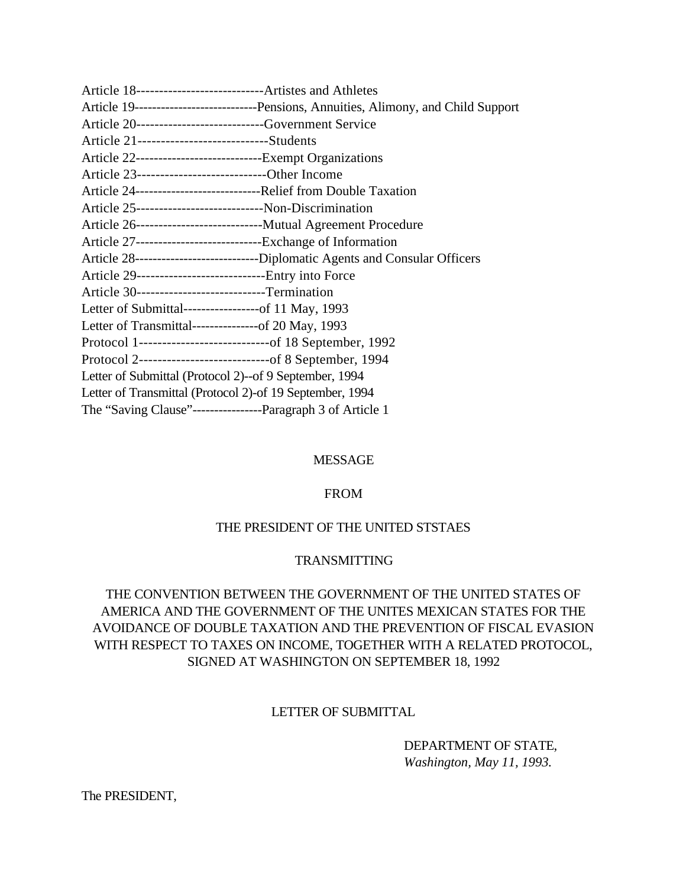Article 18----------------------------Artistes and Athletes
Article 19---------------------------Pensions, Annuities, Alimony, and Child Support
Article 20----------------------------Government Service
Article 21----------------------------Students
Article 22---------------------------Exempt Organizations
Article 23----------------------------Other Income
Article 24---------------------------Relief from Double Taxation
Article 25----------------------------Non-Discrimination
Article 26---------------------------Mutual Agreement Procedure
Article 27---------------------------Exchange of Information
Article 28---------------------------Diplomatic Agents and Consular Officers
Article 29----------------------------Entry into Force
Article 30----------------------------Termination
Letter of Submittal-----------------of 11 May, 1993
Letter of Transmittal---------------of 20 May, 1993
Protocol 1----------------------------of 18 September, 1992
Protocol 2----------------------------of 8 September, 1994
Letter of Submittal (Protocol 2)--of 9 September, 1994
Letter of Transmittal (Protocol 2)-of 19 September, 1994
The “Saving Clause”----------------Paragraph 3 of Article 1

MESSAGE

FROM

THE PRESIDENT OF THE UNITED STSTAES

TRANSMITTING

THE CONVENTION BETWEEN THE GOVERNMENT OF THE UNITED STATES OF AMERICA AND THE GOVERNMENT OF THE UNITES MEXICAN STATES FOR THE AVOIDANCE OF DOUBLE TAXATION AND THE PREVENTION OF FISCAL EVASION WITH RESPECT TO TAXES ON INCOME, TOGETHER WITH A RELATED PROTOCOL, SIGNED AT WASHINGTON ON SEPTEMBER 18, 1992

LETTER OF SUBMITTAL

DEPARTMENT OF STATE,
*Washington, May 11, 1993.*

The PRESIDENT,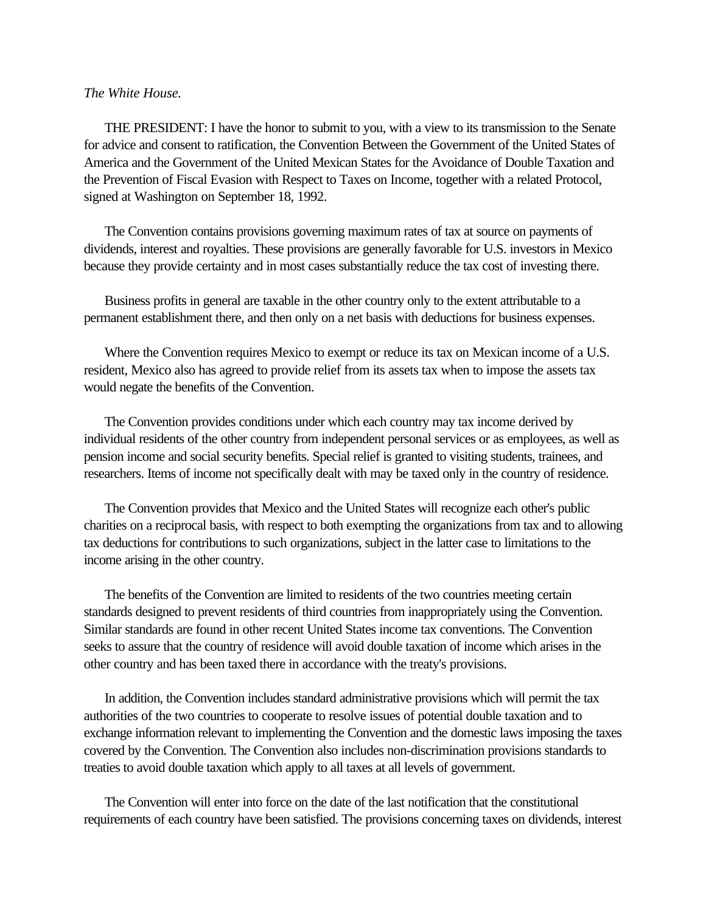*The White House.*

THE PRESIDENT: I have the honor to submit to you, with a view to its transmission to the Senate for advice and consent to ratification, the Convention Between the Government of the United States of America and the Government of the United Mexican States for the Avoidance of Double Taxation and the Prevention of Fiscal Evasion with Respect to Taxes on Income, together with a related Protocol, signed at Washington on September 18, 1992.

The Convention contains provisions governing maximum rates of tax at source on payments of dividends, interest and royalties. These provisions are generally favorable for U.S. investors in Mexico because they provide certainty and in most cases substantially reduce the tax cost of investing there.

Business profits in general are taxable in the other country only to the extent attributable to a permanent establishment there, and then only on a net basis with deductions for business expenses.

Where the Convention requires Mexico to exempt or reduce its tax on Mexican income of a U.S. resident, Mexico also has agreed to provide relief from its assets tax when to impose the assets tax would negate the benefits of the Convention.

The Convention provides conditions under which each country may tax income derived by individual residents of the other country from independent personal services or as employees, as well as pension income and social security benefits. Special relief is granted to visiting students, trainees, and researchers. Items of income not specifically dealt with may be taxed only in the country of residence.

The Convention provides that Mexico and the United States will recognize each other's public charities on a reciprocal basis, with respect to both exempting the organizations from tax and to allowing tax deductions for contributions to such organizations, subject in the latter case to limitations to the income arising in the other country.

The benefits of the Convention are limited to residents of the two countries meeting certain standards designed to prevent residents of third countries from inappropriately using the Convention. Similar standards are found in other recent United States income tax conventions. The Convention seeks to assure that the country of residence will avoid double taxation of income which arises in the other country and has been taxed there in accordance with the treaty's provisions.

In addition, the Convention includes standard administrative provisions which will permit the tax authorities of the two countries to cooperate to resolve issues of potential double taxation and to exchange information relevant to implementing the Convention and the domestic laws imposing the taxes covered by the Convention. The Convention also includes non-discrimination provisions standards to treaties to avoid double taxation which apply to all taxes at all levels of government.

The Convention will enter into force on the date of the last notification that the constitutional requirements of each country have been satisfied. The provisions concerning taxes on dividends, interest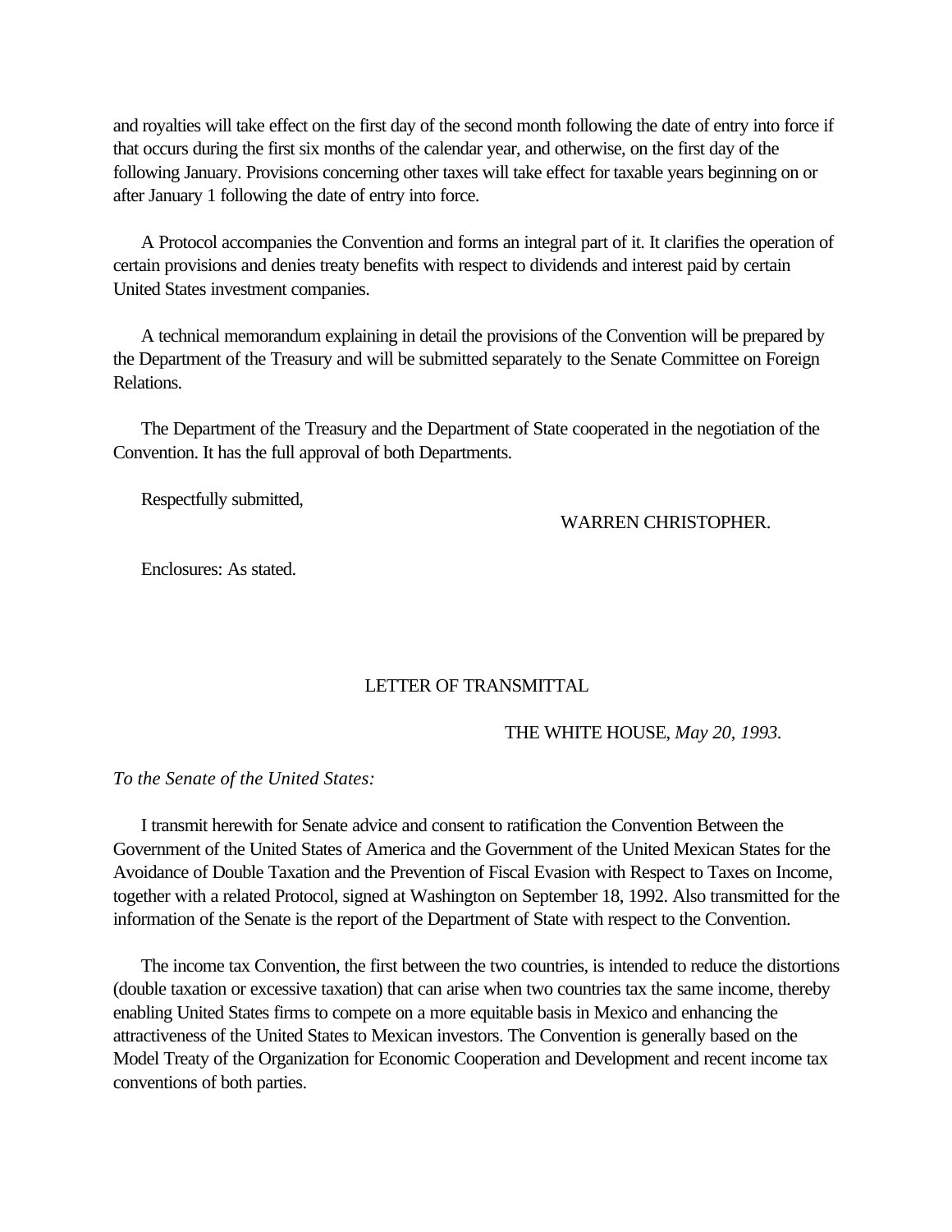and royalties will take effect on the first day of the second month following the date of entry into force if that occurs during the first six months of the calendar year, and otherwise, on the first day of the following January. Provisions concerning other taxes will take effect for taxable years beginning on or after January 1 following the date of entry into force.

A Protocol accompanies the Convention and forms an integral part of it. It clarifies the operation of certain provisions and denies treaty benefits with respect to dividends and interest paid by certain United States investment companies.

A technical memorandum explaining in detail the provisions of the Convention will be prepared by the Department of the Treasury and will be submitted separately to the Senate Committee on Foreign Relations.

The Department of the Treasury and the Department of State cooperated in the negotiation of the Convention. It has the full approval of both Departments.

Respectfully submitted,

WARREN CHRISTOPHER.

Enclosures: As stated.

## LETTER OF TRANSMITTAL

THE WHITE HOUSE, *May 20, 1993.*

*To the Senate of the United States:*

I transmit herewith for Senate advice and consent to ratification the Convention Between the Government of the United States of America and the Government of the United Mexican States for the Avoidance of Double Taxation and the Prevention of Fiscal Evasion with Respect to Taxes on Income, together with a related Protocol, signed at Washington on September 18, 1992. Also transmitted for the information of the Senate is the report of the Department of State with respect to the Convention.

The income tax Convention, the first between the two countries, is intended to reduce the distortions (double taxation or excessive taxation) that can arise when two countries tax the same income, thereby enabling United States firms to compete on a more equitable basis in Mexico and enhancing the attractiveness of the United States to Mexican investors. The Convention is generally based on the Model Treaty of the Organization for Economic Cooperation and Development and recent income tax conventions of both parties.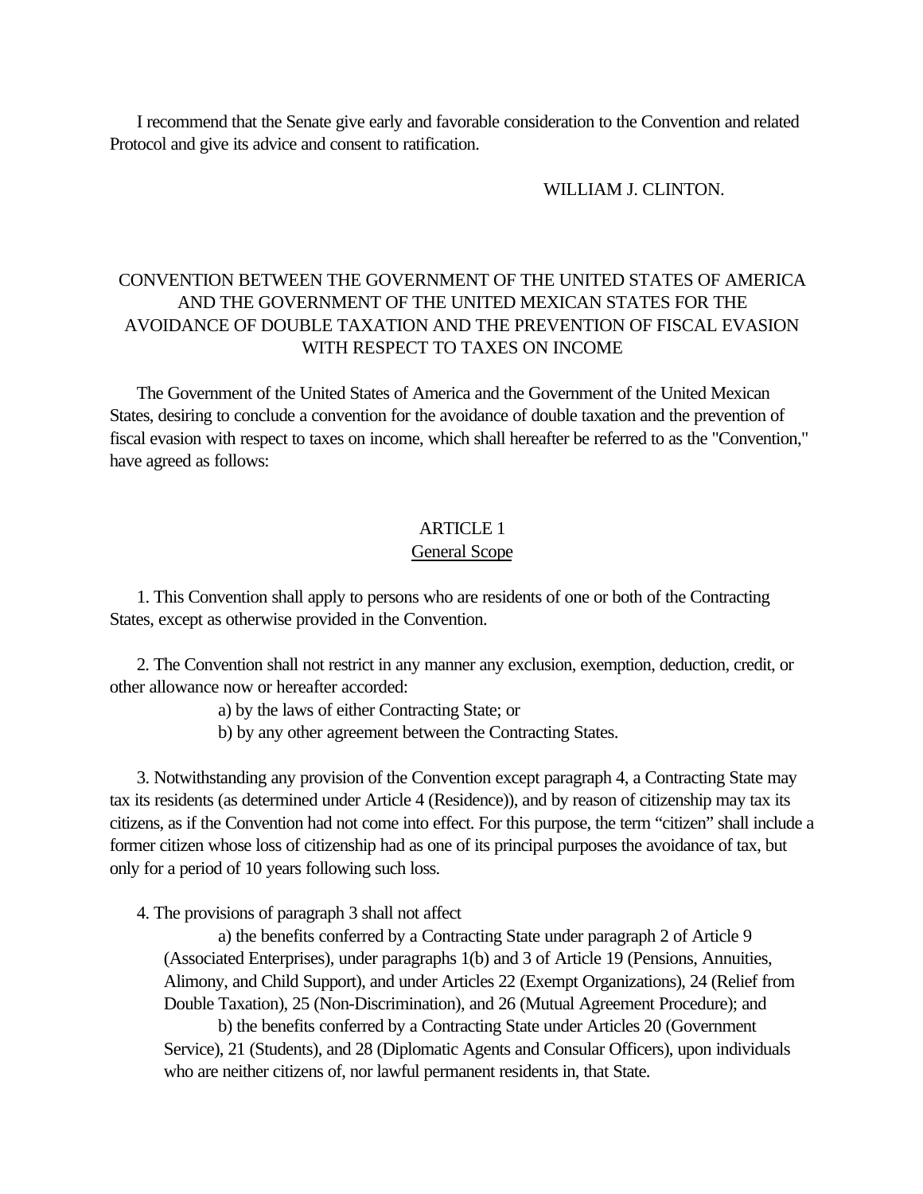I recommend that the Senate give early and favorable consideration to the Convention and related Protocol and give its advice and consent to ratification.

WILLIAM J. CLINTON.

# CONVENTION BETWEEN THE GOVERNMENT OF THE UNITED STATES OF AMERICA AND THE GOVERNMENT OF THE UNITED MEXICAN STATES FOR THE AVOIDANCE OF DOUBLE TAXATION AND THE PREVENTION OF FISCAL EVASION WITH RESPECT TO TAXES ON INCOME

The Government of the United States of America and the Government of the United Mexican States, desiring to conclude a convention for the avoidance of double taxation and the prevention of fiscal evasion with respect to taxes on income, which shall hereafter be referred to as the "Convention," have agreed as follows:

## ARTICLE 1
### General Scope

1. This Convention shall apply to persons who are residents of one or both of the Contracting States, except as otherwise provided in the Convention.

2. The Convention shall not restrict in any manner any exclusion, exemption, deduction, credit, or other allowance now or hereafter accorded:

a) by the laws of either Contracting State; or

b) by any other agreement between the Contracting States.

3. Notwithstanding any provision of the Convention except paragraph 4, a Contracting State may tax its residents (as determined under Article 4 (Residence)), and by reason of citizenship may tax its citizens, as if the Convention had not come into effect. For this purpose, the term "citizen" shall include a former citizen whose loss of citizenship had as one of its principal purposes the avoidance of tax, but only for a period of 10 years following such loss.

4. The provisions of paragraph 3 shall not affect

a) the benefits conferred by a Contracting State under paragraph 2 of Article 9 (Associated Enterprises), under paragraphs 1(b) and 3 of Article 19 (Pensions, Annuities, Alimony, and Child Support), and under Articles 22 (Exempt Organizations), 24 (Relief from Double Taxation), 25 (Non-Discrimination), and 26 (Mutual Agreement Procedure); and

b) the benefits conferred by a Contracting State under Articles 20 (Government Service), 21 (Students), and 28 (Diplomatic Agents and Consular Officers), upon individuals who are neither citizens of, nor lawful permanent residents in, that State.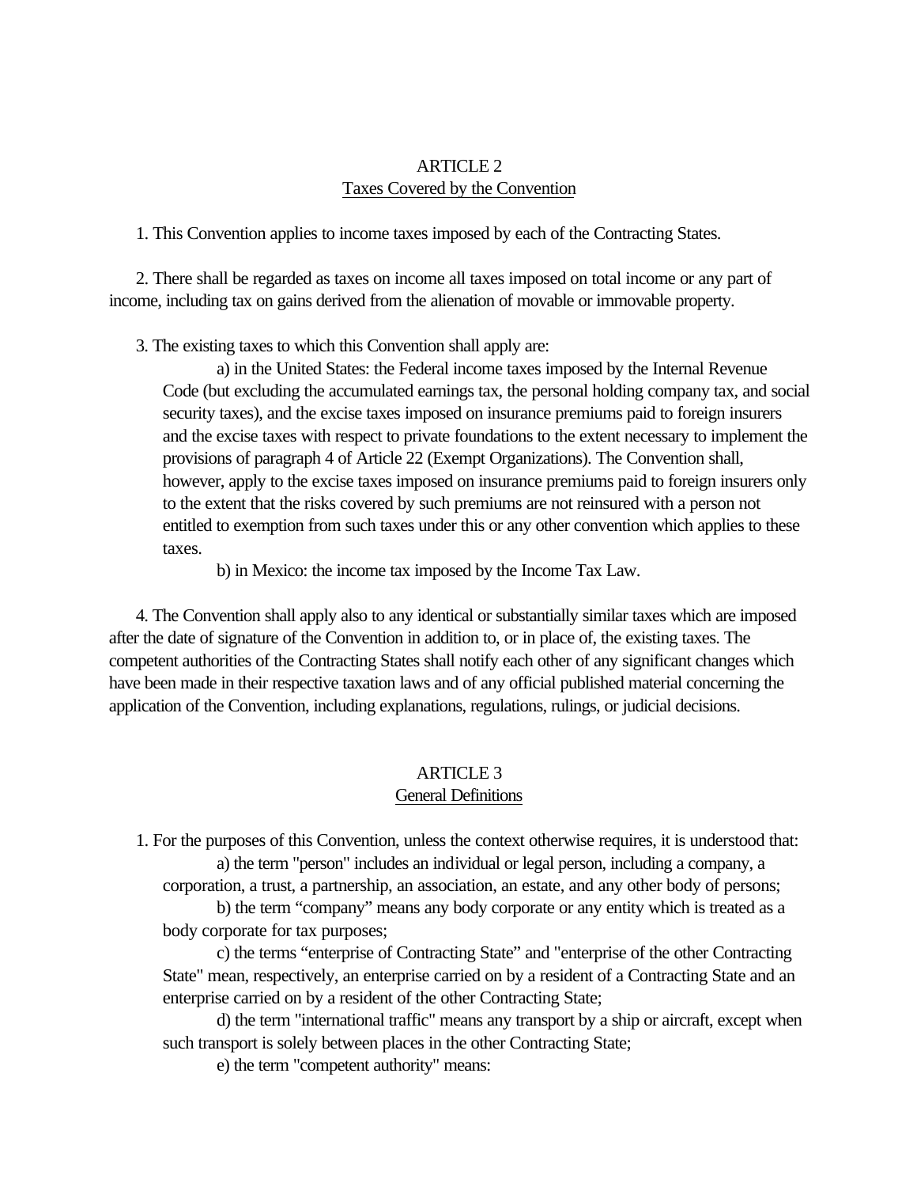## ARTICLE 2
### Taxes Covered by the Convention

1. This Convention applies to income taxes imposed by each of the Contracting States.

2. There shall be regarded as taxes on income all taxes imposed on total income or any part of income, including tax on gains derived from the alienation of movable or immovable property.

3. The existing taxes to which this Convention shall apply are:

a) in the United States: the Federal income taxes imposed by the Internal Revenue Code (but excluding the accumulated earnings tax, the personal holding company tax, and social security taxes), and the excise taxes imposed on insurance premiums paid to foreign insurers and the excise taxes with respect to private foundations to the extent necessary to implement the provisions of paragraph 4 of Article 22 (Exempt Organizations). The Convention shall, however, apply to the excise taxes imposed on insurance premiums paid to foreign insurers only to the extent that the risks covered by such premiums are not reinsured with a person not entitled to exemption from such taxes under this or any other convention which applies to these taxes.

b) in Mexico: the income tax imposed by the Income Tax Law.

4. The Convention shall apply also to any identical or substantially similar taxes which are imposed after the date of signature of the Convention in addition to, or in place of, the existing taxes. The competent authorities of the Contracting States shall notify each other of any significant changes which have been made in their respective taxation laws and of any official published material concerning the application of the Convention, including explanations, regulations, rulings, or judicial decisions.

## ARTICLE 3
### General Definitions

1. For the purposes of this Convention, unless the context otherwise requires, it is understood that:

a) the term "person" includes an individual or legal person, including a company, a corporation, a trust, a partnership, an association, an estate, and any other body of persons;

b) the term “company” means any body corporate or any entity which is treated as a body corporate for tax purposes;

c) the terms “enterprise of Contracting State” and "enterprise of the other Contracting State" mean, respectively, an enterprise carried on by a resident of a Contracting State and an enterprise carried on by a resident of the other Contracting State;

d) the term "international traffic" means any transport by a ship or aircraft, except when such transport is solely between places in the other Contracting State;

e) the term "competent authority" means: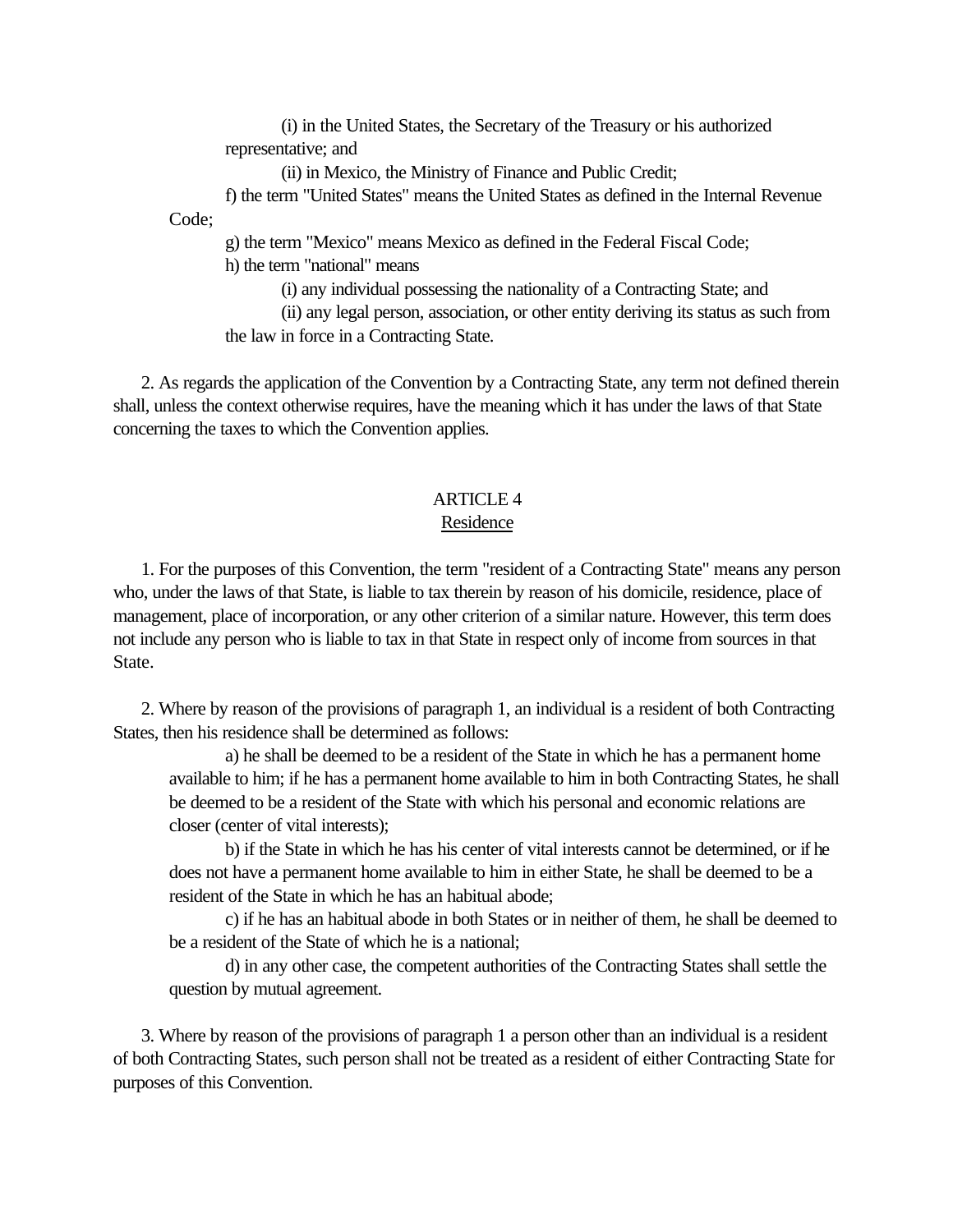(i) in the United States, the Secretary of the Treasury or his authorized representative; and

(ii) in Mexico, the Ministry of Finance and Public Credit;

f) the term "United States" means the United States as defined in the Internal Revenue Code;

g) the term "Mexico" means Mexico as defined in the Federal Fiscal Code;

h) the term "national" means

(i) any individual possessing the nationality of a Contracting State; and

(ii) any legal person, association, or other entity deriving its status as such from the law in force in a Contracting State.

2. As regards the application of the Convention by a Contracting State, any term not defined therein shall, unless the context otherwise requires, have the meaning which it has under the laws of that State concerning the taxes to which the Convention applies.

## ARTICLE 4
## Residence

1. For the purposes of this Convention, the term "resident of a Contracting State" means any person who, under the laws of that State, is liable to tax therein by reason of his domicile, residence, place of management, place of incorporation, or any other criterion of a similar nature. However, this term does not include any person who is liable to tax in that State in respect only of income from sources in that State.

2. Where by reason of the provisions of paragraph 1, an individual is a resident of both Contracting States, then his residence shall be determined as follows:

a) he shall be deemed to be a resident of the State in which he has a permanent home available to him; if he has a permanent home available to him in both Contracting States, he shall be deemed to be a resident of the State with which his personal and economic relations are closer (center of vital interests);

b) if the State in which he has his center of vital interests cannot be determined, or if he does not have a permanent home available to him in either State, he shall be deemed to be a resident of the State in which he has an habitual abode;

c) if he has an habitual abode in both States or in neither of them, he shall be deemed to be a resident of the State of which he is a national;

d) in any other case, the competent authorities of the Contracting States shall settle the question by mutual agreement.

3. Where by reason of the provisions of paragraph 1 a person other than an individual is a resident of both Contracting States, such person shall not be treated as a resident of either Contracting State for purposes of this Convention.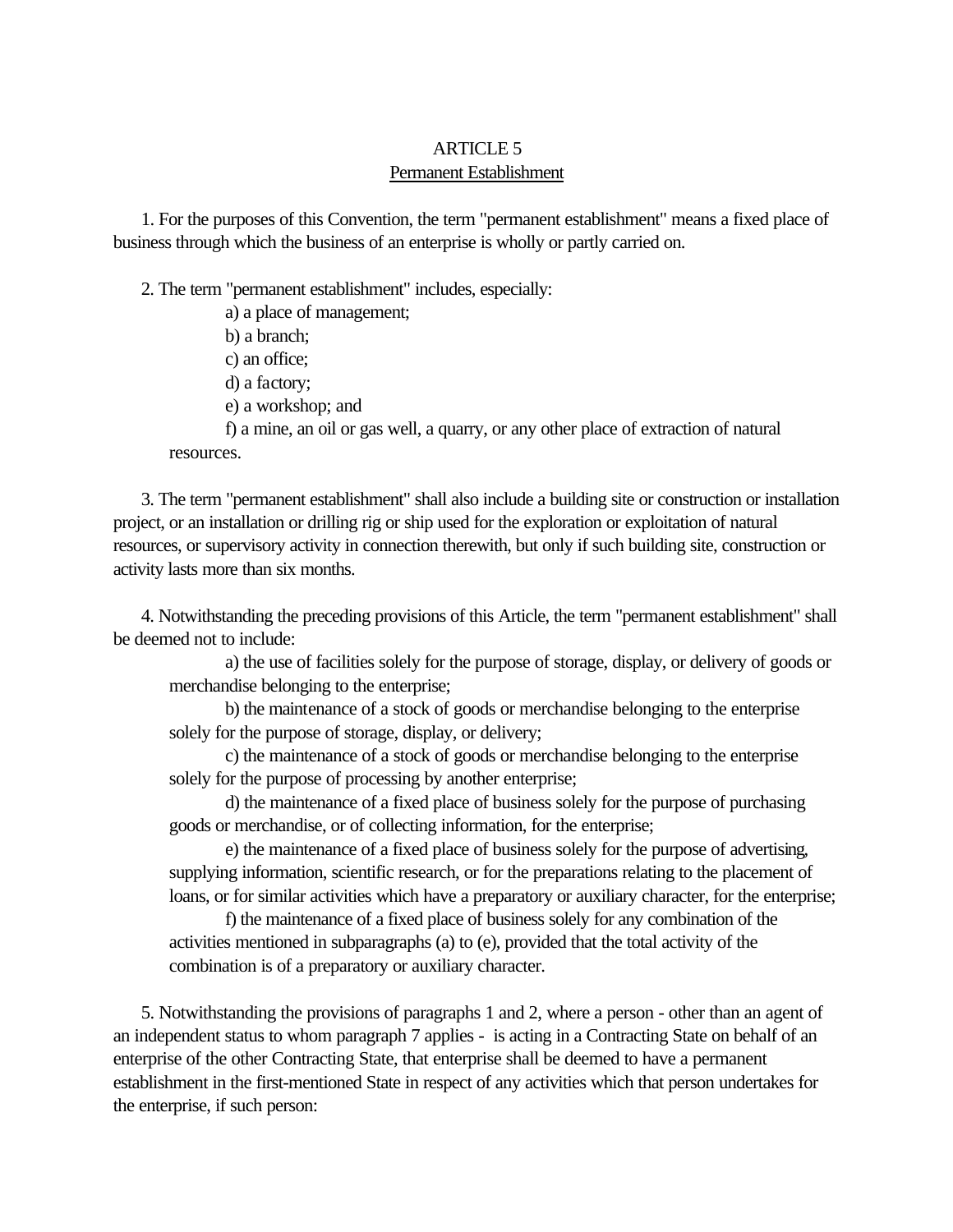## ARTICLE 5
### Permanent Establishment

1. For the purposes of this Convention, the term "permanent establishment" means a fixed place of business through which the business of an enterprise is wholly or partly carried on.

2. The term "permanent establishment" includes, especially:

a) a place of management;

b) a branch;

c) an office;

d) a factory;

e) a workshop; and

f) a mine, an oil or gas well, a quarry, or any other place of extraction of natural resources.

3. The term "permanent establishment" shall also include a building site or construction or installation project, or an installation or drilling rig or ship used for the exploration or exploitation of natural resources, or supervisory activity in connection therewith, but only if such building site, construction or activity lasts more than six months.

4. Notwithstanding the preceding provisions of this Article, the term "permanent establishment" shall be deemed not to include:

a) the use of facilities solely for the purpose of storage, display, or delivery of goods or merchandise belonging to the enterprise;

b) the maintenance of a stock of goods or merchandise belonging to the enterprise solely for the purpose of storage, display, or delivery;

c) the maintenance of a stock of goods or merchandise belonging to the enterprise solely for the purpose of processing by another enterprise;

d) the maintenance of a fixed place of business solely for the purpose of purchasing goods or merchandise, or of collecting information, for the enterprise;

e) the maintenance of a fixed place of business solely for the purpose of advertising, supplying information, scientific research, or for the preparations relating to the placement of loans, or for similar activities which have a preparatory or auxiliary character, for the enterprise;

f) the maintenance of a fixed place of business solely for any combination of the activities mentioned in subparagraphs (a) to (e), provided that the total activity of the combination is of a preparatory or auxiliary character.

5. Notwithstanding the provisions of paragraphs 1 and 2, where a person - other than an agent of an independent status to whom paragraph 7 applies - is acting in a Contracting State on behalf of an enterprise of the other Contracting State, that enterprise shall be deemed to have a permanent establishment in the first-mentioned State in respect of any activities which that person undertakes for the enterprise, if such person: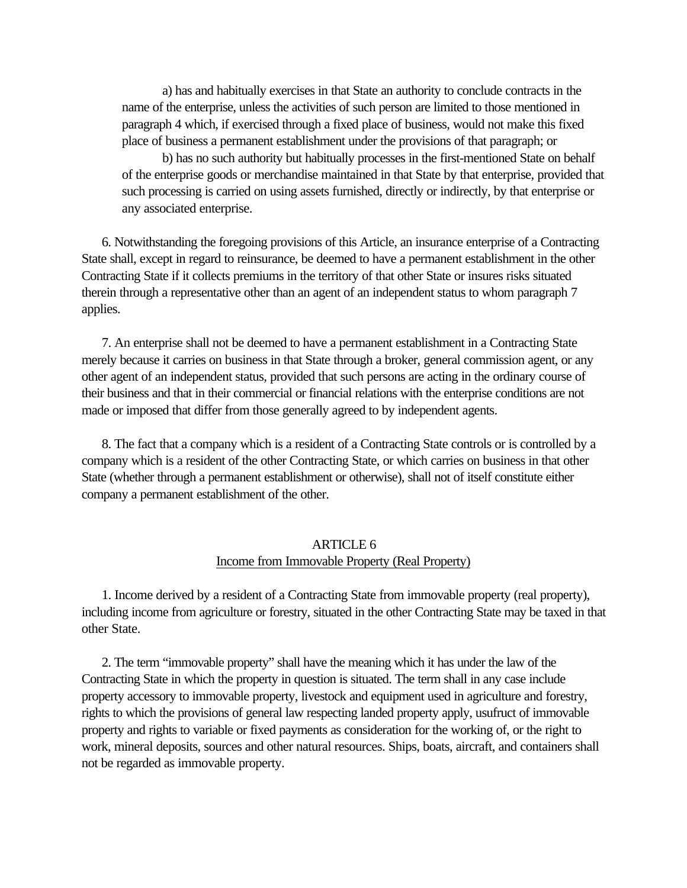a) has and habitually exercises in that State an authority to conclude contracts in the name of the enterprise, unless the activities of such person are limited to those mentioned in paragraph 4 which, if exercised through a fixed place of business, would not make this fixed place of business a permanent establishment under the provisions of that paragraph; or

b) has no such authority but habitually processes in the first-mentioned State on behalf of the enterprise goods or merchandise maintained in that State by that enterprise, provided that such processing is carried on using assets furnished, directly or indirectly, by that enterprise or any associated enterprise.

6. Notwithstanding the foregoing provisions of this Article, an insurance enterprise of a Contracting State shall, except in regard to reinsurance, be deemed to have a permanent establishment in the other Contracting State if it collects premiums in the territory of that other State or insures risks situated therein through a representative other than an agent of an independent status to whom paragraph 7 applies.

7. An enterprise shall not be deemed to have a permanent establishment in a Contracting State merely because it carries on business in that State through a broker, general commission agent, or any other agent of an independent status, provided that such persons are acting in the ordinary course of their business and that in their commercial or financial relations with the enterprise conditions are not made or imposed that differ from those generally agreed to by independent agents.

8. The fact that a company which is a resident of a Contracting State controls or is controlled by a company which is a resident of the other Contracting State, or which carries on business in that other State (whether through a permanent establishment or otherwise), shall not of itself constitute either company a permanent establishment of the other.

## ARTICLE 6
## Income from Immovable Property (Real Property)

1. Income derived by a resident of a Contracting State from immovable property (real property), including income from agriculture or forestry, situated in the other Contracting State may be taxed in that other State.

2. The term "immovable property" shall have the meaning which it has under the law of the Contracting State in which the property in question is situated. The term shall in any case include property accessory to immovable property, livestock and equipment used in agriculture and forestry, rights to which the provisions of general law respecting landed property apply, usufruct of immovable property and rights to variable or fixed payments as consideration for the working of, or the right to work, mineral deposits, sources and other natural resources. Ships, boats, aircraft, and containers shall not be regarded as immovable property.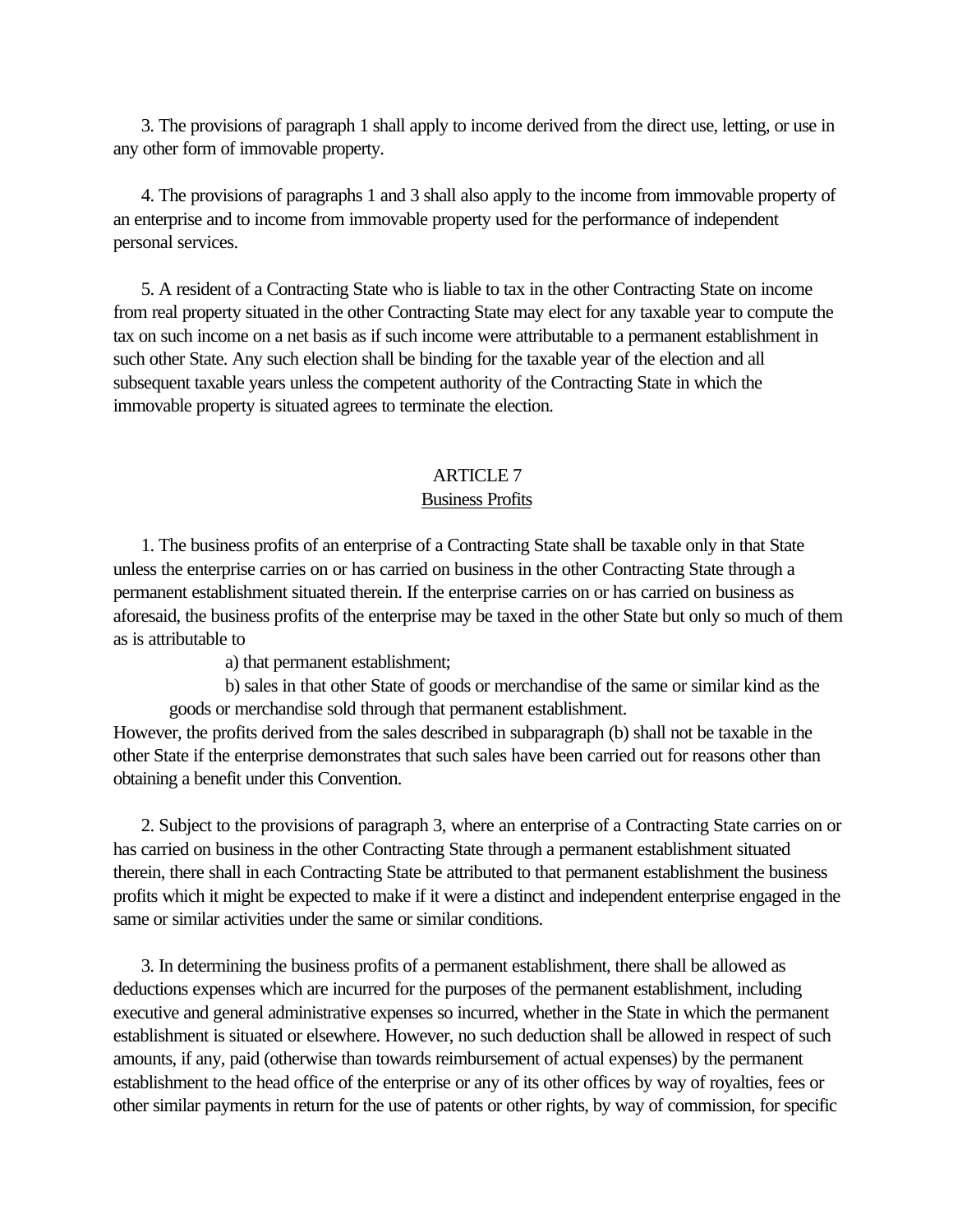3. The provisions of paragraph 1 shall apply to income derived from the direct use, letting, or use in any other form of immovable property.

4. The provisions of paragraphs 1 and 3 shall also apply to the income from immovable property of an enterprise and to income from immovable property used for the performance of independent personal services.

5. A resident of a Contracting State who is liable to tax in the other Contracting State on income from real property situated in the other Contracting State may elect for any taxable year to compute the tax on such income on a net basis as if such income were attributable to a permanent establishment in such other State. Any such election shall be binding for the taxable year of the election and all subsequent taxable years unless the competent authority of the Contracting State in which the immovable property is situated agrees to terminate the election.

## ARTICLE 7
### Business Profits

1. The business profits of an enterprise of a Contracting State shall be taxable only in that State unless the enterprise carries on or has carried on business in the other Contracting State through a permanent establishment situated therein. If the enterprise carries on or has carried on business as aforesaid, the business profits of the enterprise may be taxed in the other State but only so much of them as is attributable to

a) that permanent establishment;

b) sales in that other State of goods or merchandise of the same or similar kind as the goods or merchandise sold through that permanent establishment.

However, the profits derived from the sales described in subparagraph (b) shall not be taxable in the other State if the enterprise demonstrates that such sales have been carried out for reasons other than obtaining a benefit under this Convention.

2. Subject to the provisions of paragraph 3, where an enterprise of a Contracting State carries on or has carried on business in the other Contracting State through a permanent establishment situated therein, there shall in each Contracting State be attributed to that permanent establishment the business profits which it might be expected to make if it were a distinct and independent enterprise engaged in the same or similar activities under the same or similar conditions.

3. In determining the business profits of a permanent establishment, there shall be allowed as deductions expenses which are incurred for the purposes of the permanent establishment, including executive and general administrative expenses so incurred, whether in the State in which the permanent establishment is situated or elsewhere. However, no such deduction shall be allowed in respect of such amounts, if any, paid (otherwise than towards reimbursement of actual expenses) by the permanent establishment to the head office of the enterprise or any of its other offices by way of royalties, fees or other similar payments in return for the use of patents or other rights, by way of commission, for specific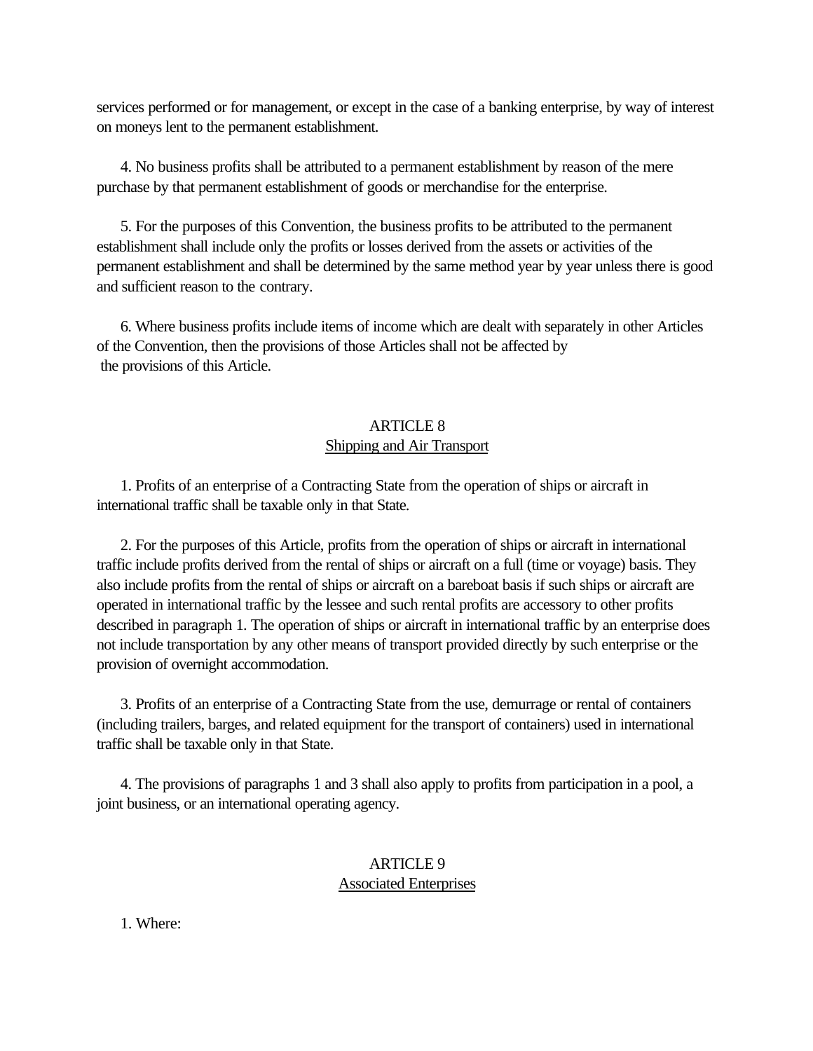services performed or for management, or except in the case of a banking enterprise, by way of interest on moneys lent to the permanent establishment.

4. No business profits shall be attributed to a permanent establishment by reason of the mere purchase by that permanent establishment of goods or merchandise for the enterprise.

5. For the purposes of this Convention, the business profits to be attributed to the permanent establishment shall include only the profits or losses derived from the assets or activities of the permanent establishment and shall be determined by the same method year by year unless there is good and sufficient reason to the contrary.

6. Where business profits include items of income which are dealt with separately in other Articles of the Convention, then the provisions of those Articles shall not be affected by the provisions of this Article.

## ARTICLE 8
## Shipping and Air Transport

1. Profits of an enterprise of a Contracting State from the operation of ships or aircraft in international traffic shall be taxable only in that State.

2. For the purposes of this Article, profits from the operation of ships or aircraft in international traffic include profits derived from the rental of ships or aircraft on a full (time or voyage) basis. They also include profits from the rental of ships or aircraft on a bareboat basis if such ships or aircraft are operated in international traffic by the lessee and such rental profits are accessory to other profits described in paragraph 1. The operation of ships or aircraft in international traffic by an enterprise does not include transportation by any other means of transport provided directly by such enterprise or the provision of overnight accommodation.

3. Profits of an enterprise of a Contracting State from the use, demurrage or rental of containers (including trailers, barges, and related equipment for the transport of containers) used in international traffic shall be taxable only in that State.

4. The provisions of paragraphs 1 and 3 shall also apply to profits from participation in a pool, a joint business, or an international operating agency.

## ARTICLE 9
## Associated Enterprises

1. Where: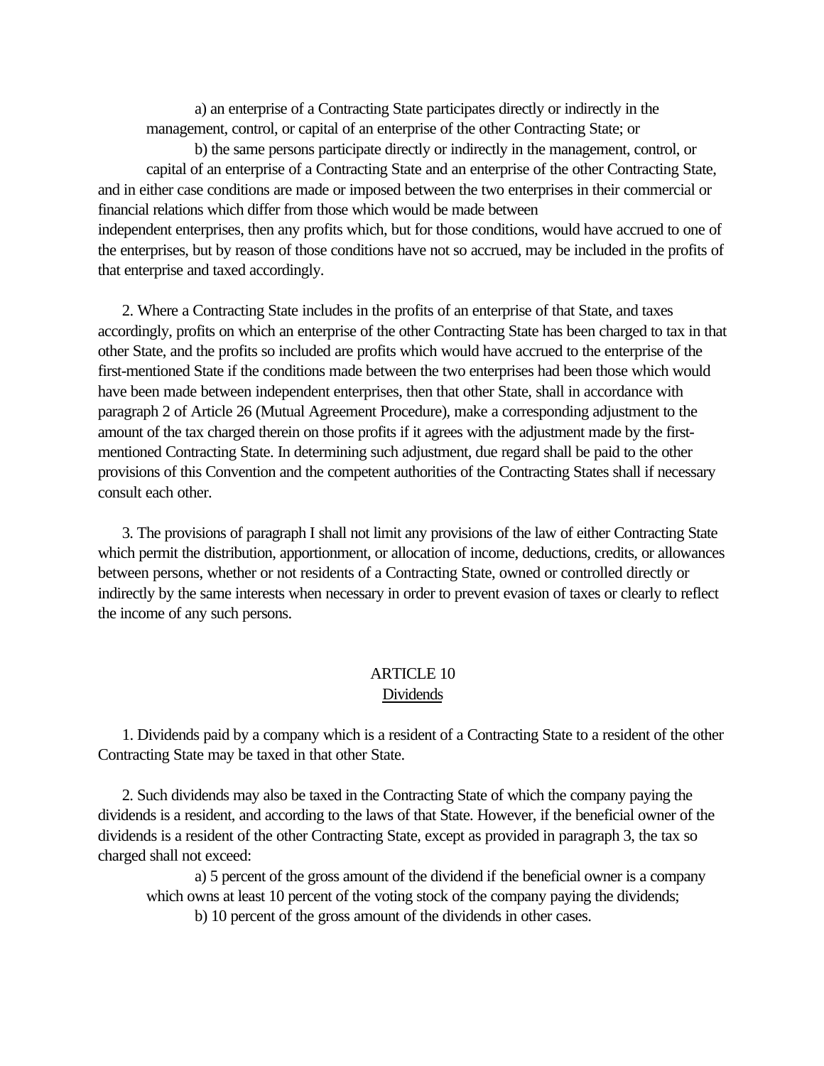a) an enterprise of a Contracting State participates directly or indirectly in the management, control, or capital of an enterprise of the other Contracting State; or

b) the same persons participate directly or indirectly in the management, control, or capital of an enterprise of a Contracting State and an enterprise of the other Contracting State,

and in either case conditions are made or imposed between the two enterprises in their commercial or financial relations which differ from those which would be made between independent enterprises, then any profits which, but for those conditions, would have accrued to one of the enterprises, but by reason of those conditions have not so accrued, may be included in the profits of that enterprise and taxed accordingly.

2. Where a Contracting State includes in the profits of an enterprise of that State, and taxes accordingly, profits on which an enterprise of the other Contracting State has been charged to tax in that other State, and the profits so included are profits which would have accrued to the enterprise of the first-mentioned State if the conditions made between the two enterprises had been those which would have been made between independent enterprises, then that other State, shall in accordance with paragraph 2 of Article 26 (Mutual Agreement Procedure), make a corresponding adjustment to the amount of the tax charged therein on those profits if it agrees with the adjustment made by the first-mentioned Contracting State. In determining such adjustment, due regard shall be paid to the other provisions of this Convention and the competent authorities of the Contracting States shall if necessary consult each other.

3. The provisions of paragraph I shall not limit any provisions of the law of either Contracting State which permit the distribution, apportionment, or allocation of income, deductions, credits, or allowances between persons, whether or not residents of a Contracting State, owned or controlled directly or indirectly by the same interests when necessary in order to prevent evasion of taxes or clearly to reflect the income of any such persons.

## ARTICLE 10
### Dividends

1. Dividends paid by a company which is a resident of a Contracting State to a resident of the other Contracting State may be taxed in that other State.

2. Such dividends may also be taxed in the Contracting State of which the company paying the dividends is a resident, and according to the laws of that State. However, if the beneficial owner of the dividends is a resident of the other Contracting State, except as provided in paragraph 3, the tax so charged shall not exceed:

a) 5 percent of the gross amount of the dividend if the beneficial owner is a company which owns at least 10 percent of the voting stock of the company paying the dividends;

b) 10 percent of the gross amount of the dividends in other cases.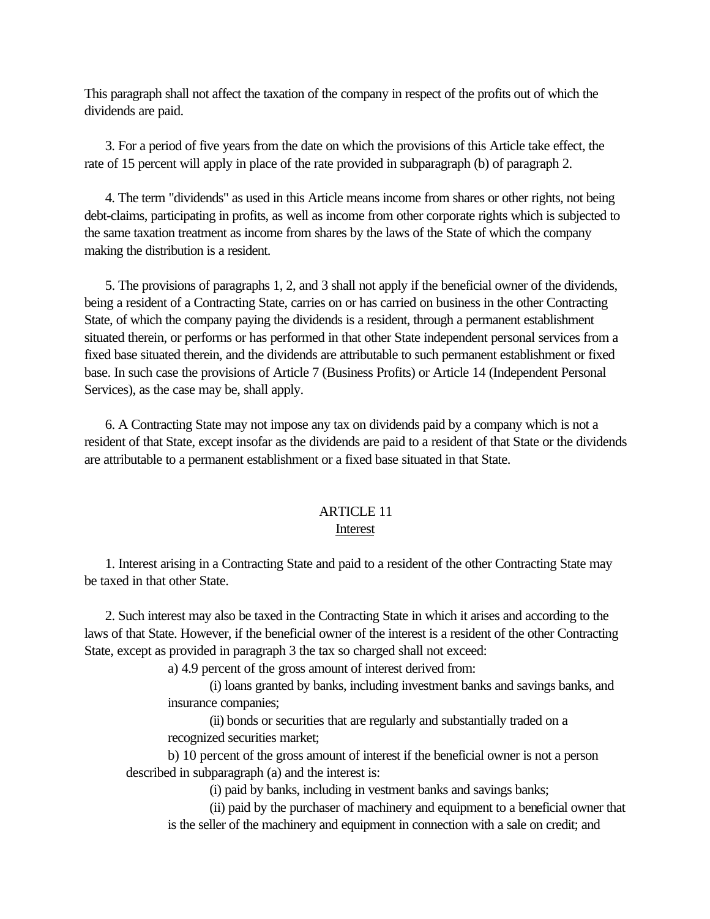This paragraph shall not affect the taxation of the company in respect of the profits out of which the dividends are paid.

3. For a period of five years from the date on which the provisions of this Article take effect, the rate of 15 percent will apply in place of the rate provided in subparagraph (b) of paragraph 2.

4. The term "dividends" as used in this Article means income from shares or other rights, not being debt-claims, participating in profits, as well as income from other corporate rights which is subjected to the same taxation treatment as income from shares by the laws of the State of which the company making the distribution is a resident.

5. The provisions of paragraphs 1, 2, and 3 shall not apply if the beneficial owner of the dividends, being a resident of a Contracting State, carries on or has carried on business in the other Contracting State, of which the company paying the dividends is a resident, through a permanent establishment situated therein, or performs or has performed in that other State independent personal services from a fixed base situated therein, and the dividends are attributable to such permanent establishment or fixed base. In such case the provisions of Article 7 (Business Profits) or Article 14 (Independent Personal Services), as the case may be, shall apply.

6. A Contracting State may not impose any tax on dividends paid by a company which is not a resident of that State, except insofar as the dividends are paid to a resident of that State or the dividends are attributable to a permanent establishment or a fixed base situated in that State.

## ARTICLE 11
## Interest

1. Interest arising in a Contracting State and paid to a resident of the other Contracting State may be taxed in that other State.

2. Such interest may also be taxed in the Contracting State in which it arises and according to the laws of that State. However, if the beneficial owner of the interest is a resident of the other Contracting State, except as provided in paragraph 3 the tax so charged shall not exceed:

a) 4.9 percent of the gross amount of interest derived from:

(i) loans granted by banks, including investment banks and savings banks, and insurance companies;

(ii) bonds or securities that are regularly and substantially traded on a recognized securities market;

b) 10 percent of the gross amount of interest if the beneficial owner is not a person described in subparagraph (a) and the interest is:

(i) paid by banks, including in vestment banks and savings banks;

(ii) paid by the purchaser of machinery and equipment to a beneficial owner that is the seller of the machinery and equipment in connection with a sale on credit; and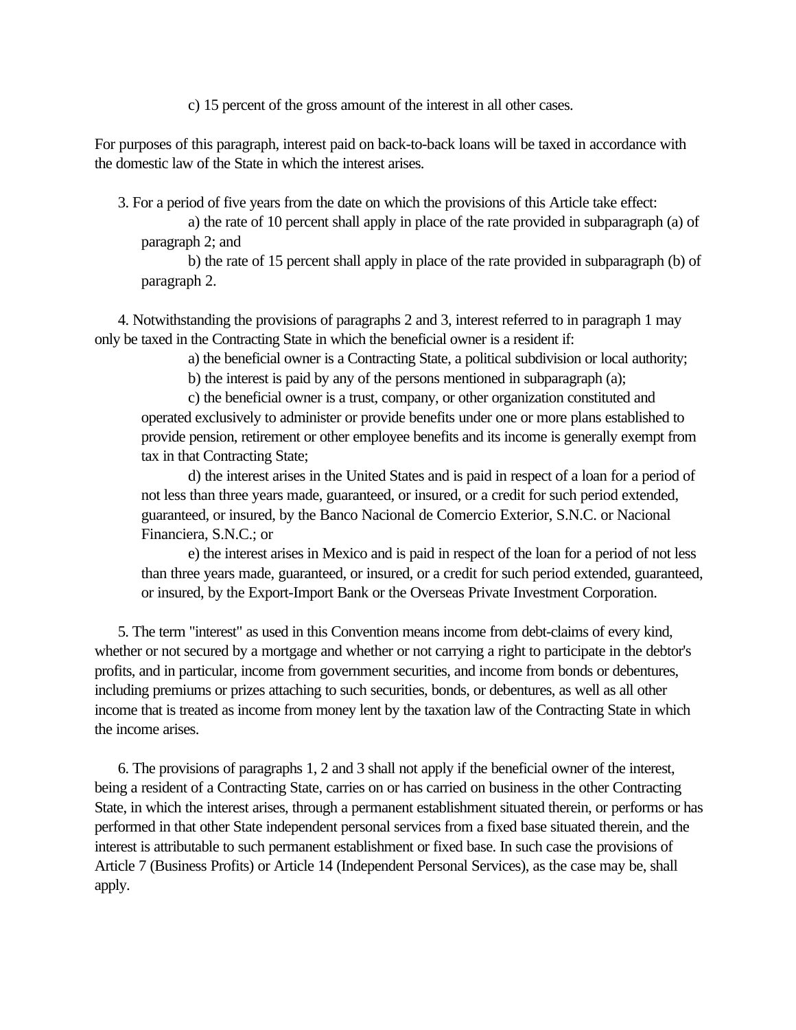c) 15 percent of the gross amount of the interest in all other cases.

For purposes of this paragraph, interest paid on back-to-back loans will be taxed in accordance with the domestic law of the State in which the interest arises.

3. For a period of five years from the date on which the provisions of this Article take effect:

a) the rate of 10 percent shall apply in place of the rate provided in subparagraph (a) of paragraph 2; and

b) the rate of 15 percent shall apply in place of the rate provided in subparagraph (b) of paragraph 2.

4. Notwithstanding the provisions of paragraphs 2 and 3, interest referred to in paragraph 1 may only be taxed in the Contracting State in which the beneficial owner is a resident if:

a) the beneficial owner is a Contracting State, a political subdivision or local authority;

b) the interest is paid by any of the persons mentioned in subparagraph (a);

c) the beneficial owner is a trust, company, or other organization constituted and operated exclusively to administer or provide benefits under one or more plans established to provide pension, retirement or other employee benefits and its income is generally exempt from tax in that Contracting State;

d) the interest arises in the United States and is paid in respect of a loan for a period of not less than three years made, guaranteed, or insured, or a credit for such period extended, guaranteed, or insured, by the Banco Nacional de Comercio Exterior, S.N.C. or Nacional Financiera, S.N.C.; or

e) the interest arises in Mexico and is paid in respect of the loan for a period of not less than three years made, guaranteed, or insured, or a credit for such period extended, guaranteed, or insured, by the Export-Import Bank or the Overseas Private Investment Corporation.

5. The term "interest" as used in this Convention means income from debt-claims of every kind, whether or not secured by a mortgage and whether or not carrying a right to participate in the debtor's profits, and in particular, income from government securities, and income from bonds or debentures, including premiums or prizes attaching to such securities, bonds, or debentures, as well as all other income that is treated as income from money lent by the taxation law of the Contracting State in which the income arises.

6. The provisions of paragraphs 1, 2 and 3 shall not apply if the beneficial owner of the interest, being a resident of a Contracting State, carries on or has carried on business in the other Contracting State, in which the interest arises, through a permanent establishment situated therein, or performs or has performed in that other State independent personal services from a fixed base situated therein, and the interest is attributable to such permanent establishment or fixed base. In such case the provisions of Article 7 (Business Profits) or Article 14 (Independent Personal Services), as the case may be, shall apply.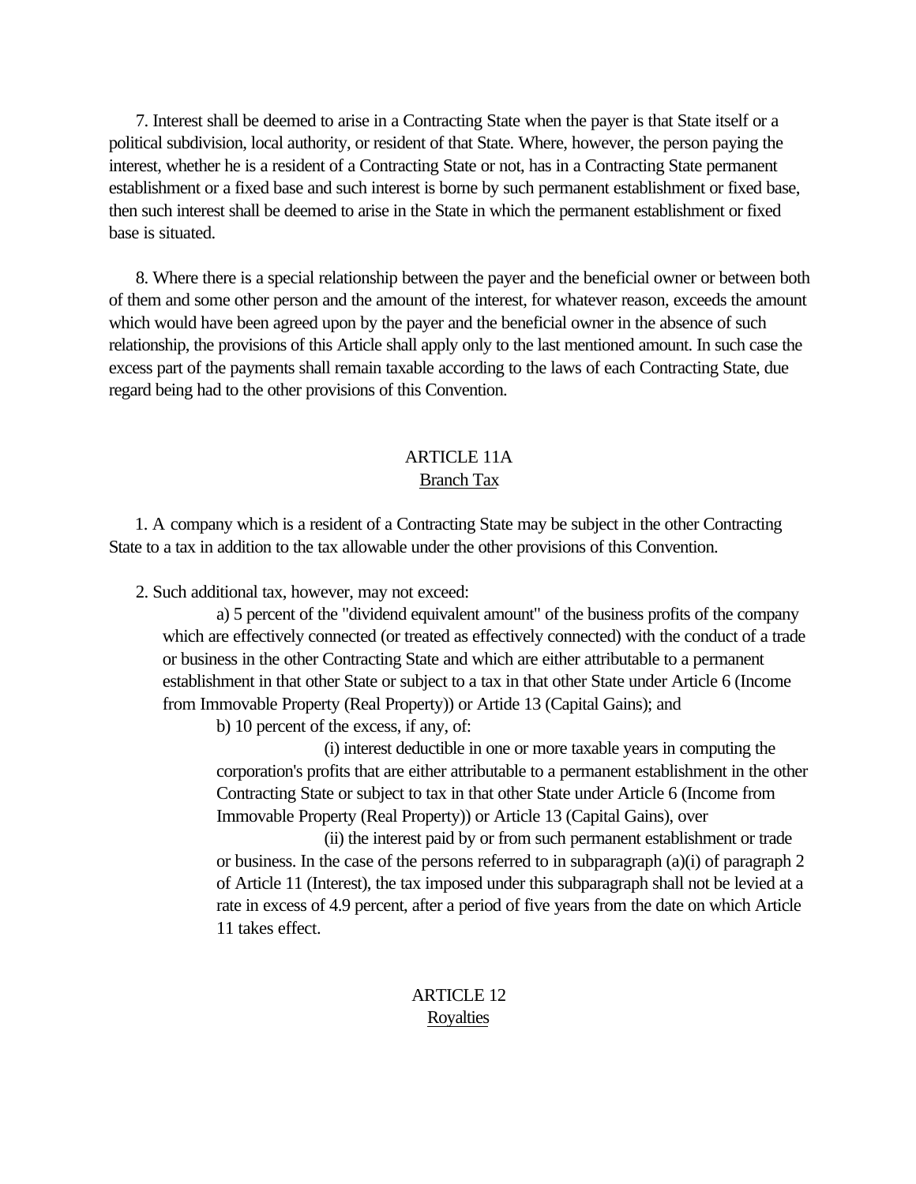7. Interest shall be deemed to arise in a Contracting State when the payer is that State itself or a political subdivision, local authority, or resident of that State. Where, however, the person paying the interest, whether he is a resident of a Contracting State or not, has in a Contracting State permanent establishment or a fixed base and such interest is borne by such permanent establishment or fixed base, then such interest shall be deemed to arise in the State in which the permanent establishment or fixed base is situated.

8. Where there is a special relationship between the payer and the beneficial owner or between both of them and some other person and the amount of the interest, for whatever reason, exceeds the amount which would have been agreed upon by the payer and the beneficial owner in the absence of such relationship, the provisions of this Article shall apply only to the last mentioned amount. In such case the excess part of the payments shall remain taxable according to the laws of each Contracting State, due regard being had to the other provisions of this Convention.

## ARTICLE 11A
## Branch Tax

1. A company which is a resident of a Contracting State may be subject in the other Contracting State to a tax in addition to the tax allowable under the other provisions of this Convention.

2. Such additional tax, however, may not exceed:

a) 5 percent of the "dividend equivalent amount" of the business profits of the company which are effectively connected (or treated as effectively connected) with the conduct of a trade or business in the other Contracting State and which are either attributable to a permanent establishment in that other State or subject to a tax in that other State under Article 6 (Income from Immovable Property (Real Property)) or Artide 13 (Capital Gains); and

b) 10 percent of the excess, if any, of:

(i) interest deductible in one or more taxable years in computing the corporation's profits that are either attributable to a permanent establishment in the other Contracting State or subject to tax in that other State under Article 6 (Income from Immovable Property (Real Property)) or Article 13 (Capital Gains), over

(ii) the interest paid by or from such permanent establishment or trade or business. In the case of the persons referred to in subparagraph (a)(i) of paragraph 2 of Article 11 (Interest), the tax imposed under this subparagraph shall not be levied at a rate in excess of 4.9 percent, after a period of five years from the date on which Article 11 takes effect.

## ARTICLE 12
## Royalties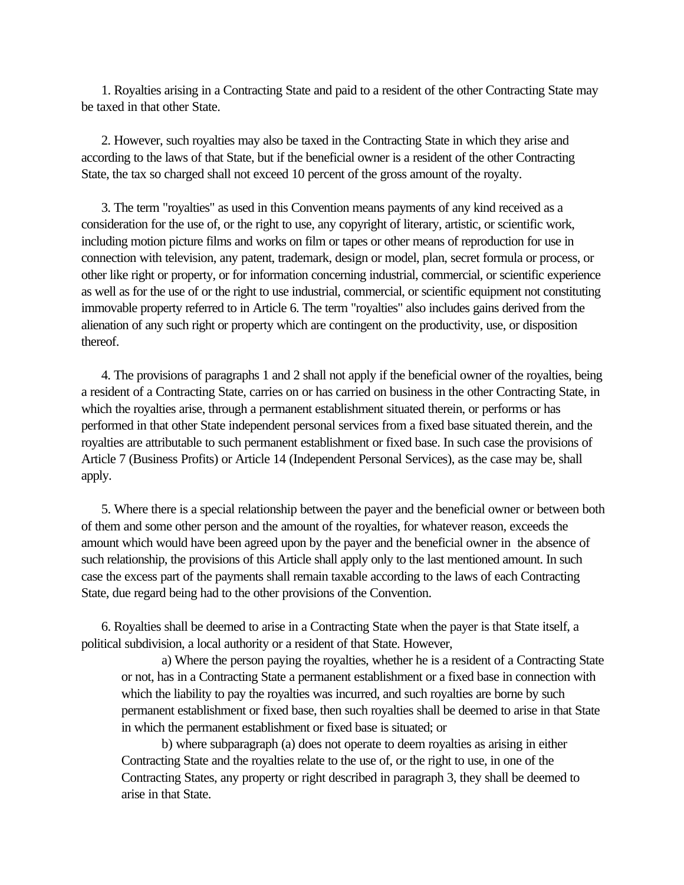1. Royalties arising in a Contracting State and paid to a resident of the other Contracting State may be taxed in that other State.

2. However, such royalties may also be taxed in the Contracting State in which they arise and according to the laws of that State, but if the beneficial owner is a resident of the other Contracting State, the tax so charged shall not exceed 10 percent of the gross amount of the royalty.

3. The term "royalties" as used in this Convention means payments of any kind received as a consideration for the use of, or the right to use, any copyright of literary, artistic, or scientific work, including motion picture films and works on film or tapes or other means of reproduction for use in connection with television, any patent, trademark, design or model, plan, secret formula or process, or other like right or property, or for information concerning industrial, commercial, or scientific experience as well as for the use of or the right to use industrial, commercial, or scientific equipment not constituting immovable property referred to in Article 6. The term "royalties" also includes gains derived from the alienation of any such right or property which are contingent on the productivity, use, or disposition thereof.

4. The provisions of paragraphs 1 and 2 shall not apply if the beneficial owner of the royalties, being a resident of a Contracting State, carries on or has carried on business in the other Contracting State, in which the royalties arise, through a permanent establishment situated therein, or performs or has performed in that other State independent personal services from a fixed base situated therein, and the royalties are attributable to such permanent establishment or fixed base. In such case the provisions of Article 7 (Business Profits) or Article 14 (Independent Personal Services), as the case may be, shall apply.

5. Where there is a special relationship between the payer and the beneficial owner or between both of them and some other person and the amount of the royalties, for whatever reason, exceeds the amount which would have been agreed upon by the payer and the beneficial owner in the absence of such relationship, the provisions of this Article shall apply only to the last mentioned amount. In such case the excess part of the payments shall remain taxable according to the laws of each Contracting State, due regard being had to the other provisions of the Convention.

6. Royalties shall be deemed to arise in a Contracting State when the payer is that State itself, a political subdivision, a local authority or a resident of that State. However,

a) Where the person paying the royalties, whether he is a resident of a Contracting State or not, has in a Contracting State a permanent establishment or a fixed base in connection with which the liability to pay the royalties was incurred, and such royalties are borne by such permanent establishment or fixed base, then such royalties shall be deemed to arise in that State in which the permanent establishment or fixed base is situated; or

b) where subparagraph (a) does not operate to deem royalties as arising in either Contracting State and the royalties relate to the use of, or the right to use, in one of the Contracting States, any property or right described in paragraph 3, they shall be deemed to arise in that State.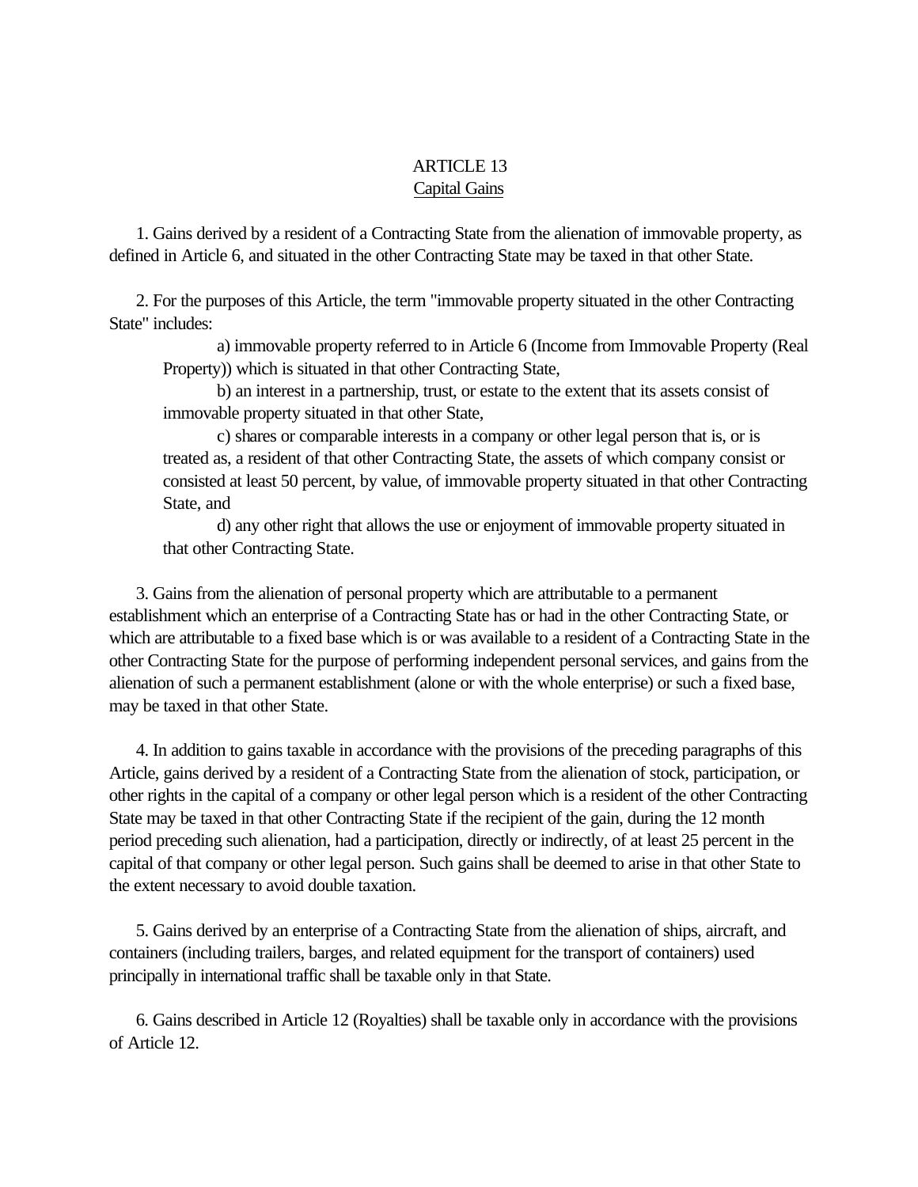## ARTICLE 13
## Capital Gains

1. Gains derived by a resident of a Contracting State from the alienation of immovable property, as defined in Article 6, and situated in the other Contracting State may be taxed in that other State.

2. For the purposes of this Article, the term "immovable property situated in the other Contracting State" includes:

a) immovable property referred to in Article 6 (Income from Immovable Property (Real Property)) which is situated in that other Contracting State,

b) an interest in a partnership, trust, or estate to the extent that its assets consist of immovable property situated in that other State,

c) shares or comparable interests in a company or other legal person that is, or is treated as, a resident of that other Contracting State, the assets of which company consist or consisted at least 50 percent, by value, of immovable property situated in that other Contracting State, and

d) any other right that allows the use or enjoyment of immovable property situated in that other Contracting State.

3. Gains from the alienation of personal property which are attributable to a permanent establishment which an enterprise of a Contracting State has or had in the other Contracting State, or which are attributable to a fixed base which is or was available to a resident of a Contracting State in the other Contracting State for the purpose of performing independent personal services, and gains from the alienation of such a permanent establishment (alone or with the whole enterprise) or such a fixed base, may be taxed in that other State.

4. In addition to gains taxable in accordance with the provisions of the preceding paragraphs of this Article, gains derived by a resident of a Contracting State from the alienation of stock, participation, or other rights in the capital of a company or other legal person which is a resident of the other Contracting State may be taxed in that other Contracting State if the recipient of the gain, during the 12 month period preceding such alienation, had a participation, directly or indirectly, of at least 25 percent in the capital of that company or other legal person. Such gains shall be deemed to arise in that other State to the extent necessary to avoid double taxation.

5. Gains derived by an enterprise of a Contracting State from the alienation of ships, aircraft, and containers (including trailers, barges, and related equipment for the transport of containers) used principally in international traffic shall be taxable only in that State.

6. Gains described in Article 12 (Royalties) shall be taxable only in accordance with the provisions of Article 12.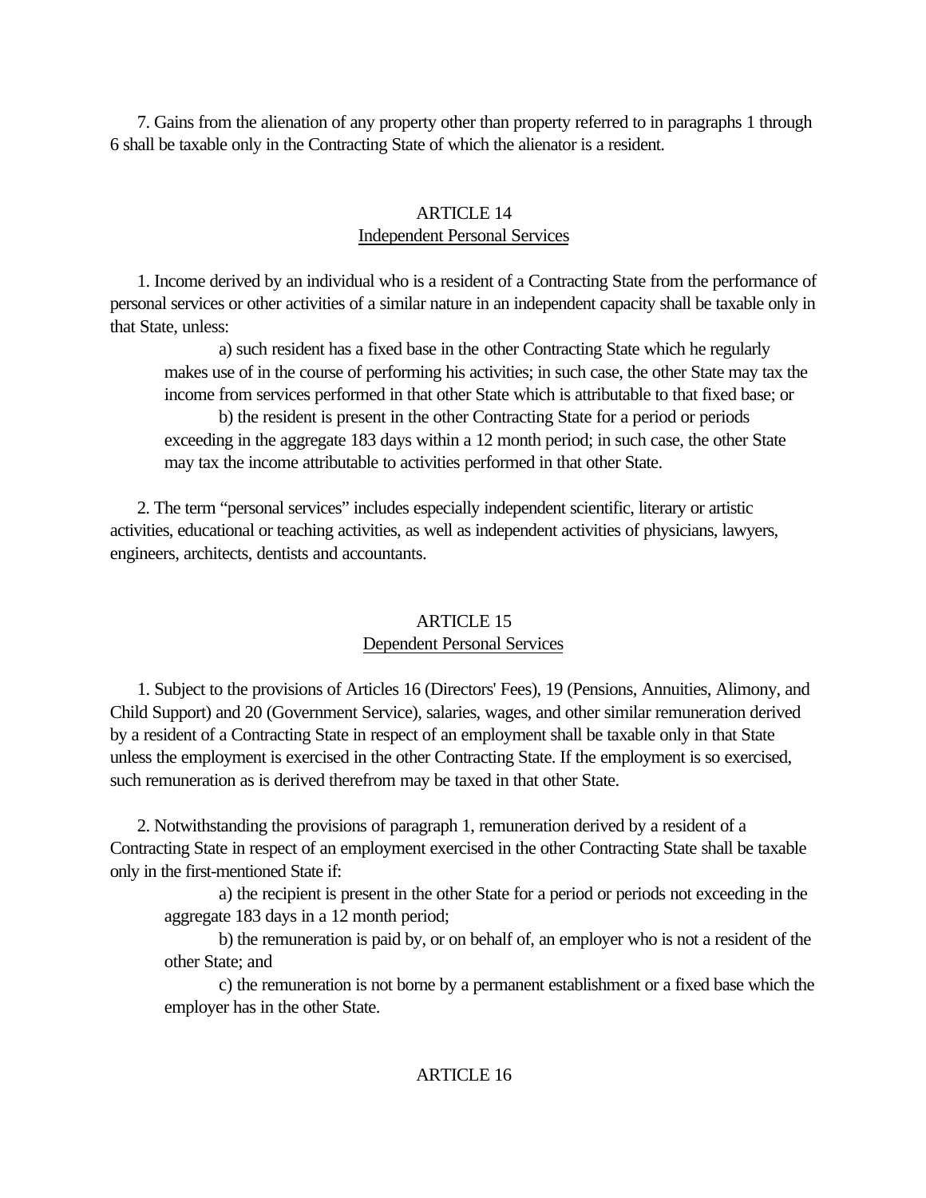7. Gains from the alienation of any property other than property referred to in paragraphs 1 through 6 shall be taxable only in the Contracting State of which the alienator is a resident.

## ARTICLE 14
## Independent Personal Services

1. Income derived by an individual who is a resident of a Contracting State from the performance of personal services or other activities of a similar nature in an independent capacity shall be taxable only in that State, unless:

a) such resident has a fixed base in the other Contracting State which he regularly makes use of in the course of performing his activities; in such case, the other State may tax the income from services performed in that other State which is attributable to that fixed base; or

b) the resident is present in the other Contracting State for a period or periods exceeding in the aggregate 183 days within a 12 month period; in such case, the other State may tax the income attributable to activities performed in that other State.

2. The term "personal services" includes especially independent scientific, literary or artistic activities, educational or teaching activities, as well as independent activities of physicians, lawyers, engineers, architects, dentists and accountants.

## ARTICLE 15
## Dependent Personal Services

1. Subject to the provisions of Articles 16 (Directors' Fees), 19 (Pensions, Annuities, Alimony, and Child Support) and 20 (Government Service), salaries, wages, and other similar remuneration derived by a resident of a Contracting State in respect of an employment shall be taxable only in that State unless the employment is exercised in the other Contracting State. If the employment is so exercised, such remuneration as is derived therefrom may be taxed in that other State.

2. Notwithstanding the provisions of paragraph 1, remuneration derived by a resident of a Contracting State in respect of an employment exercised in the other Contracting State shall be taxable only in the first-mentioned State if:

a) the recipient is present in the other State for a period or periods not exceeding in the aggregate 183 days in a 12 month period;

b) the remuneration is paid by, or on behalf of, an employer who is not a resident of the other State; and

c) the remuneration is not borne by a permanent establishment or a fixed base which the employer has in the other State.

## ARTICLE 16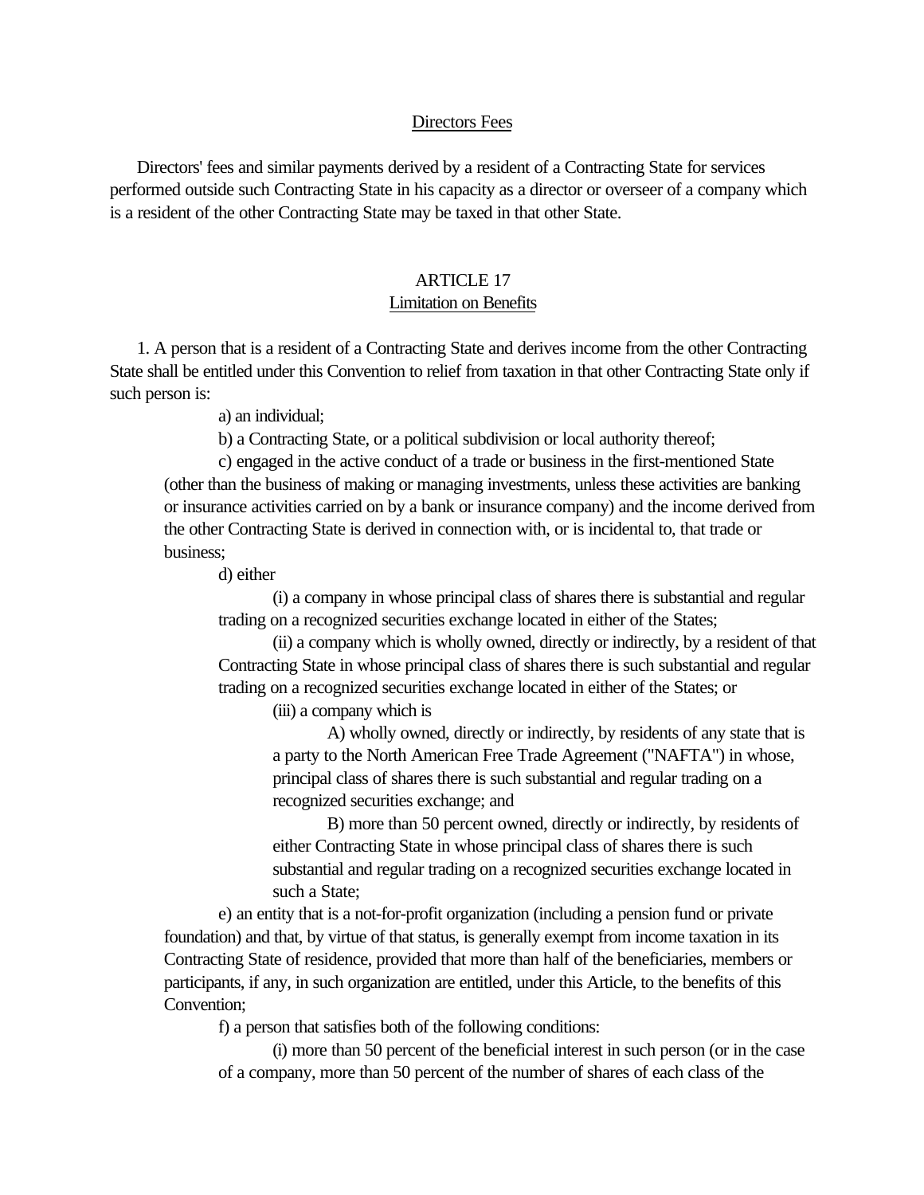## Directors Fees

Directors' fees and similar payments derived by a resident of a Contracting State for services performed outside such Contracting State in his capacity as a director or overseer of a company which is a resident of the other Contracting State may be taxed in that other State.

## ARTICLE 17
## Limitation on Benefits

1. A person that is a resident of a Contracting State and derives income from the other Contracting State shall be entitled under this Convention to relief from taxation in that other Contracting State only if such person is:

a) an individual;

b) a Contracting State, or a political subdivision or local authority thereof;

c) engaged in the active conduct of a trade or business in the first-mentioned State (other than the business of making or managing investments, unless these activities are banking or insurance activities carried on by a bank or insurance company) and the income derived from the other Contracting State is derived in connection with, or is incidental to, that trade or business;

d) either

(i) a company in whose principal class of shares there is substantial and regular trading on a recognized securities exchange located in either of the States;

(ii) a company which is wholly owned, directly or indirectly, by a resident of that Contracting State in whose principal class of shares there is such substantial and regular trading on a recognized securities exchange located in either of the States; or

(iii) a company which is

A) wholly owned, directly or indirectly, by residents of any state that is a party to the North American Free Trade Agreement ("NAFTA") in whose, principal class of shares there is such substantial and regular trading on a recognized securities exchange; and

B) more than 50 percent owned, directly or indirectly, by residents of either Contracting State in whose principal class of shares there is such substantial and regular trading on a recognized securities exchange located in such a State;

e) an entity that is a not-for-profit organization (including a pension fund or private foundation) and that, by virtue of that status, is generally exempt from income taxation in its Contracting State of residence, provided that more than half of the beneficiaries, members or participants, if any, in such organization are entitled, under this Article, to the benefits of this Convention;

f) a person that satisfies both of the following conditions:

(i) more than 50 percent of the beneficial interest in such person (or in the case of a company, more than 50 percent of the number of shares of each class of the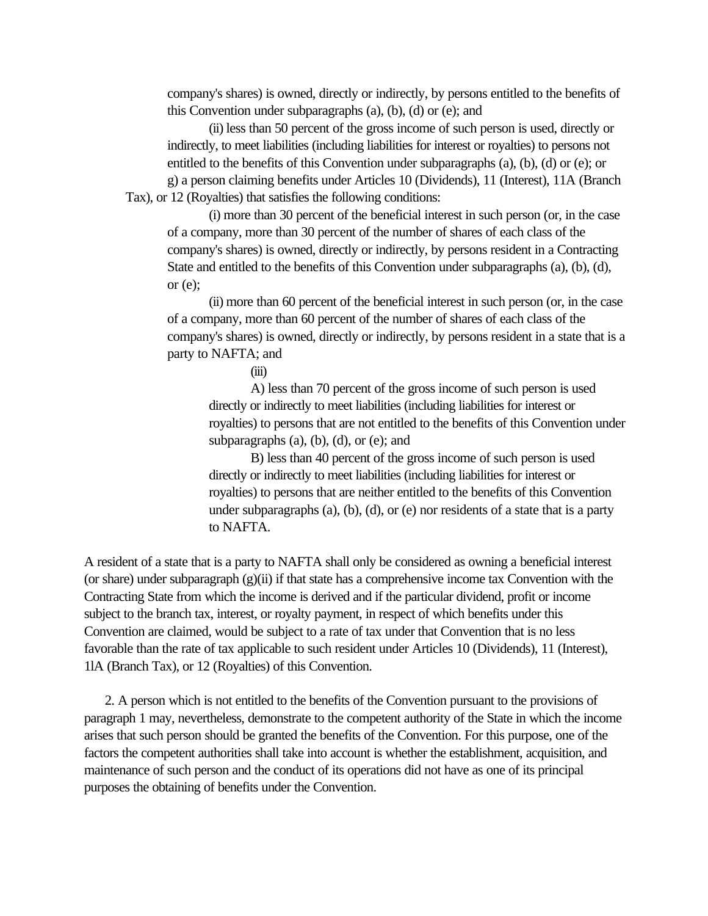company's shares) is owned, directly or indirectly, by persons entitled to the benefits of this Convention under subparagraphs (a), (b), (d) or (e); and

(ii) less than 50 percent of the gross income of such person is used, directly or indirectly, to meet liabilities (including liabilities for interest or royalties) to persons not entitled to the benefits of this Convention under subparagraphs (a), (b), (d) or (e); or

g) a person claiming benefits under Articles 10 (Dividends), 11 (Interest), 11A (Branch Tax), or 12 (Royalties) that satisfies the following conditions:

(i) more than 30 percent of the beneficial interest in such person (or, in the case of a company, more than 30 percent of the number of shares of each class of the company's shares) is owned, directly or indirectly, by persons resident in a Contracting State and entitled to the benefits of this Convention under subparagraphs (a), (b), (d), or (e);

(ii) more than 60 percent of the beneficial interest in such person (or, in the case of a company, more than 60 percent of the number of shares of each class of the company's shares) is owned, directly or indirectly, by persons resident in a state that is a party to NAFTA; and

(iii)

A) less than 70 percent of the gross income of such person is used directly or indirectly to meet liabilities (including liabilities for interest or royalties) to persons that are not entitled to the benefits of this Convention under subparagraphs (a), (b), (d), or (e); and

B) less than 40 percent of the gross income of such person is used directly or indirectly to meet liabilities (including liabilities for interest or royalties) to persons that are neither entitled to the benefits of this Convention under subparagraphs (a), (b), (d), or (e) nor residents of a state that is a party to NAFTA.

A resident of a state that is a party to NAFTA shall only be considered as owning a beneficial interest (or share) under subparagraph (g)(ii) if that state has a comprehensive income tax Convention with the Contracting State from which the income is derived and if the particular dividend, profit or income subject to the branch tax, interest, or royalty payment, in respect of which benefits under this Convention are claimed, would be subject to a rate of tax under that Convention that is no less favorable than the rate of tax applicable to such resident under Articles 10 (Dividends), 11 (Interest), 1lA (Branch Tax), or 12 (Royalties) of this Convention.

2. A person which is not entitled to the benefits of the Convention pursuant to the provisions of paragraph 1 may, nevertheless, demonstrate to the competent authority of the State in which the income arises that such person should be granted the benefits of the Convention. For this purpose, one of the factors the competent authorities shall take into account is whether the establishment, acquisition, and maintenance of such person and the conduct of its operations did not have as one of its principal purposes the obtaining of benefits under the Convention.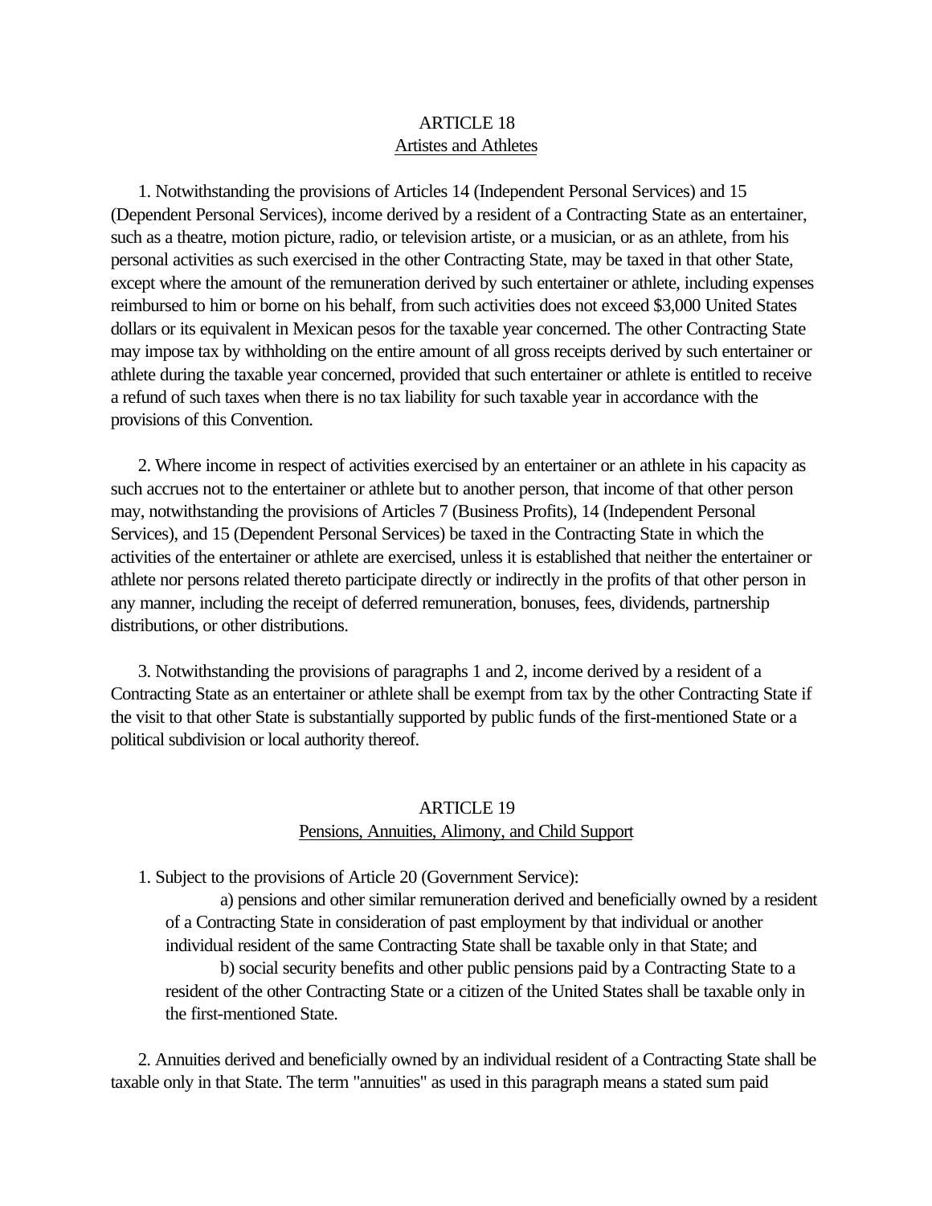## ARTICLE 18
### Artistes and Athletes

1. Notwithstanding the provisions of Articles 14 (Independent Personal Services) and 15 (Dependent Personal Services), income derived by a resident of a Contracting State as an entertainer, such as a theatre, motion picture, radio, or television artiste, or a musician, or as an athlete, from his personal activities as such exercised in the other Contracting State, may be taxed in that other State, except where the amount of the remuneration derived by such entertainer or athlete, including expenses reimbursed to him or borne on his behalf, from such activities does not exceed $3,000 United States dollars or its equivalent in Mexican pesos for the taxable year concerned. The other Contracting State may impose tax by withholding on the entire amount of all gross receipts derived by such entertainer or athlete during the taxable year concerned, provided that such entertainer or athlete is entitled to receive a refund of such taxes when there is no tax liability for such taxable year in accordance with the provisions of this Convention.

2. Where income in respect of activities exercised by an entertainer or an athlete in his capacity as such accrues not to the entertainer or athlete but to another person, that income of that other person may, notwithstanding the provisions of Articles 7 (Business Profits), 14 (Independent Personal Services), and 15 (Dependent Personal Services) be taxed in the Contracting State in which the activities of the entertainer or athlete are exercised, unless it is established that neither the entertainer or athlete nor persons related thereto participate directly or indirectly in the profits of that other person in any manner, including the receipt of deferred remuneration, bonuses, fees, dividends, partnership distributions, or other distributions.

3. Notwithstanding the provisions of paragraphs 1 and 2, income derived by a resident of a Contracting State as an entertainer or athlete shall be exempt from tax by the other Contracting State if the visit to that other State is substantially supported by public funds of the first-mentioned State or a political subdivision or local authority thereof.

## ARTICLE 19
### Pensions, Annuities, Alimony, and Child Support

1. Subject to the provisions of Article 20 (Government Service):

   a) pensions and other similar remuneration derived and beneficially owned by a resident of a Contracting State in consideration of past employment by that individual or another individual resident of the same Contracting State shall be taxable only in that State; and

   b) social security benefits and other public pensions paid by a Contracting State to a resident of the other Contracting State or a citizen of the United States shall be taxable only in the first-mentioned State.

2. Annuities derived and beneficially owned by an individual resident of a Contracting State shall be taxable only in that State. The term "annuities" as used in this paragraph means a stated sum paid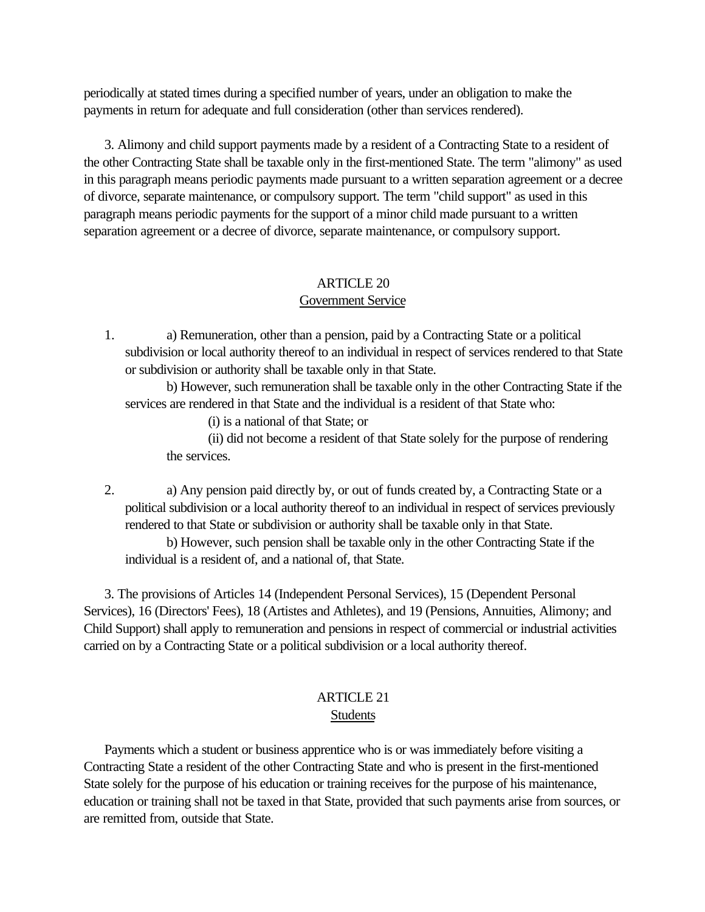periodically at stated times during a specified number of years, under an obligation to make the payments in return for adequate and full consideration (other than services rendered).

3. Alimony and child support payments made by a resident of a Contracting State to a resident of the other Contracting State shall be taxable only in the first-mentioned State. The term "alimony" as used in this paragraph means periodic payments made pursuant to a written separation agreement or a decree of divorce, separate maintenance, or compulsory support. The term "child support" as used in this paragraph means periodic payments for the support of a minor child made pursuant to a written separation agreement or a decree of divorce, separate maintenance, or compulsory support.

## ARTICLE 20
## Government Service

1. a) Remuneration, other than a pension, paid by a Contracting State or a political subdivision or local authority thereof to an individual in respect of services rendered to that State or subdivision or authority shall be taxable only in that State.

   b) However, such remuneration shall be taxable only in the other Contracting State if the services are rendered in that State and the individual is a resident of that State who:

      (i) is a national of that State; or

      (ii) did not become a resident of that State solely for the purpose of rendering the services.

2. a) Any pension paid directly by, or out of funds created by, a Contracting State or a political subdivision or a local authority thereof to an individual in respect of services previously rendered to that State or subdivision or authority shall be taxable only in that State.

   b) However, such pension shall be taxable only in the other Contracting State if the individual is a resident of, and a national of, that State.

3. The provisions of Articles 14 (Independent Personal Services), 15 (Dependent Personal Services), 16 (Directors' Fees), 18 (Artistes and Athletes), and 19 (Pensions, Annuities, Alimony; and Child Support) shall apply to remuneration and pensions in respect of commercial or industrial activities carried on by a Contracting State or a political subdivision or a local authority thereof.

## ARTICLE 21
## Students

Payments which a student or business apprentice who is or was immediately before visiting a Contracting State a resident of the other Contracting State and who is present in the first-mentioned State solely for the purpose of his education or training receives for the purpose of his maintenance, education or training shall not be taxed in that State, provided that such payments arise from sources, or are remitted from, outside that State.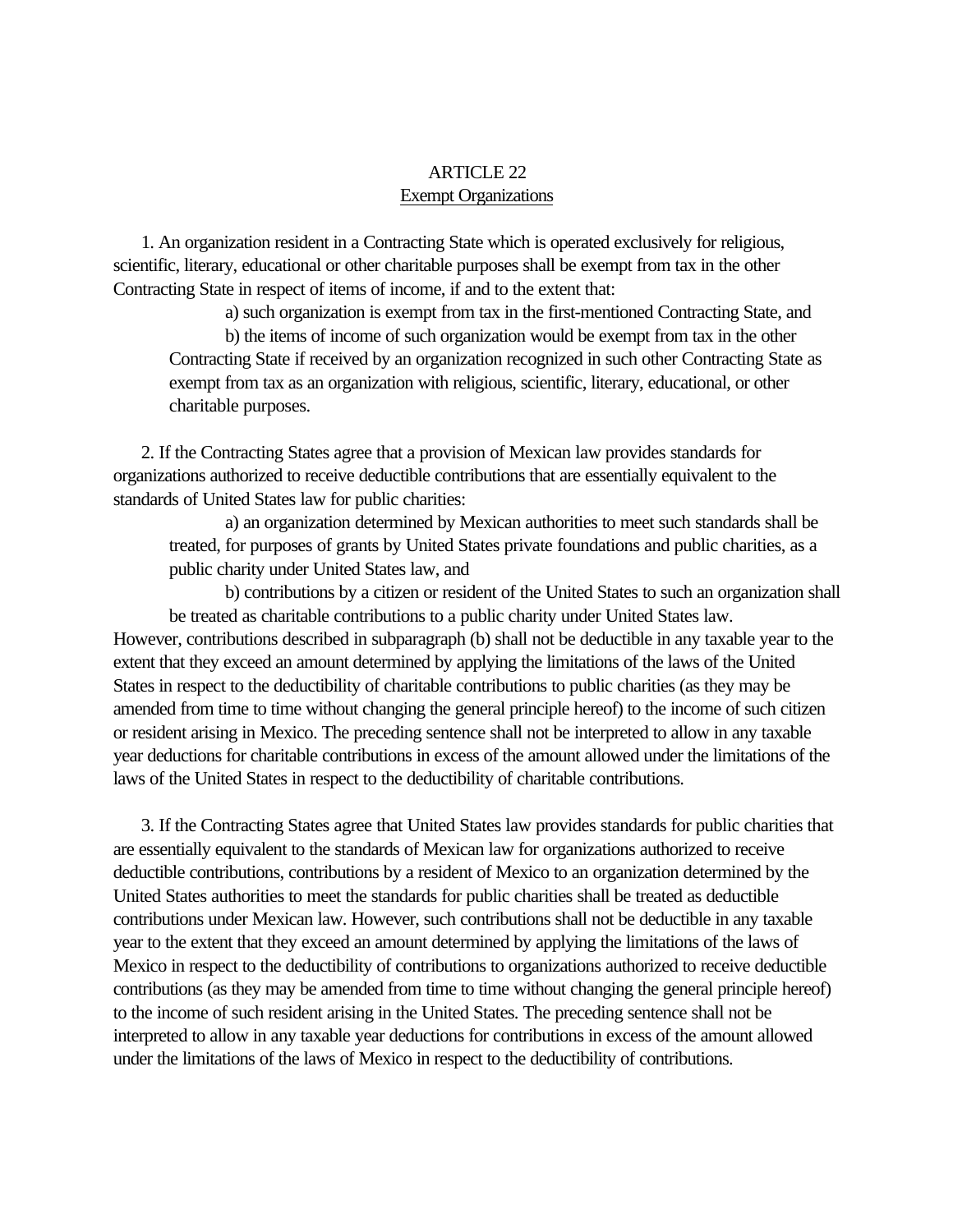# ARTICLE 22

## Exempt Organizations

1. An organization resident in a Contracting State which is operated exclusively for religious, scientific, literary, educational or other charitable purposes shall be exempt from tax in the other Contracting State in respect of items of income, if and to the extent that:

   a) such organization is exempt from tax in the first-mentioned Contracting State, and

   b) the items of income of such organization would be exempt from tax in the other Contracting State if received by an organization recognized in such other Contracting State as exempt from tax as an organization with religious, scientific, literary, educational, or other charitable purposes.

2. If the Contracting States agree that a provision of Mexican law provides standards for organizations authorized to receive deductible contributions that are essentially equivalent to the standards of United States law for public charities:

   a) an organization determined by Mexican authorities to meet such standards shall be treated, for purposes of grants by United States private foundations and public charities, as a public charity under United States law, and

   b) contributions by a citizen or resident of the United States to such an organization shall be treated as charitable contributions to a public charity under United States law.

However, contributions described in subparagraph (b) shall not be deductible in any taxable year to the extent that they exceed an amount determined by applying the limitations of the laws of the United States in respect to the deductibility of charitable contributions to public charities (as they may be amended from time to time without changing the general principle hereof) to the income of such citizen or resident arising in Mexico. The preceding sentence shall not be interpreted to allow in any taxable year deductions for charitable contributions in excess of the amount allowed under the limitations of the laws of the United States in respect to the deductibility of charitable contributions.

3. If the Contracting States agree that United States law provides standards for public charities that are essentially equivalent to the standards of Mexican law for organizations authorized to receive deductible contributions, contributions by a resident of Mexico to an organization determined by the United States authorities to meet the standards for public charities shall be treated as deductible contributions under Mexican law. However, such contributions shall not be deductible in any taxable year to the extent that they exceed an amount determined by applying the limitations of the laws of Mexico in respect to the deductibility of contributions to organizations authorized to receive deductible contributions (as they may be amended from time to time without changing the general principle hereof) to the income of such resident arising in the United States. The preceding sentence shall not be interpreted to allow in any taxable year deductions for contributions in excess of the amount allowed under the limitations of the laws of Mexico in respect to the deductibility of contributions.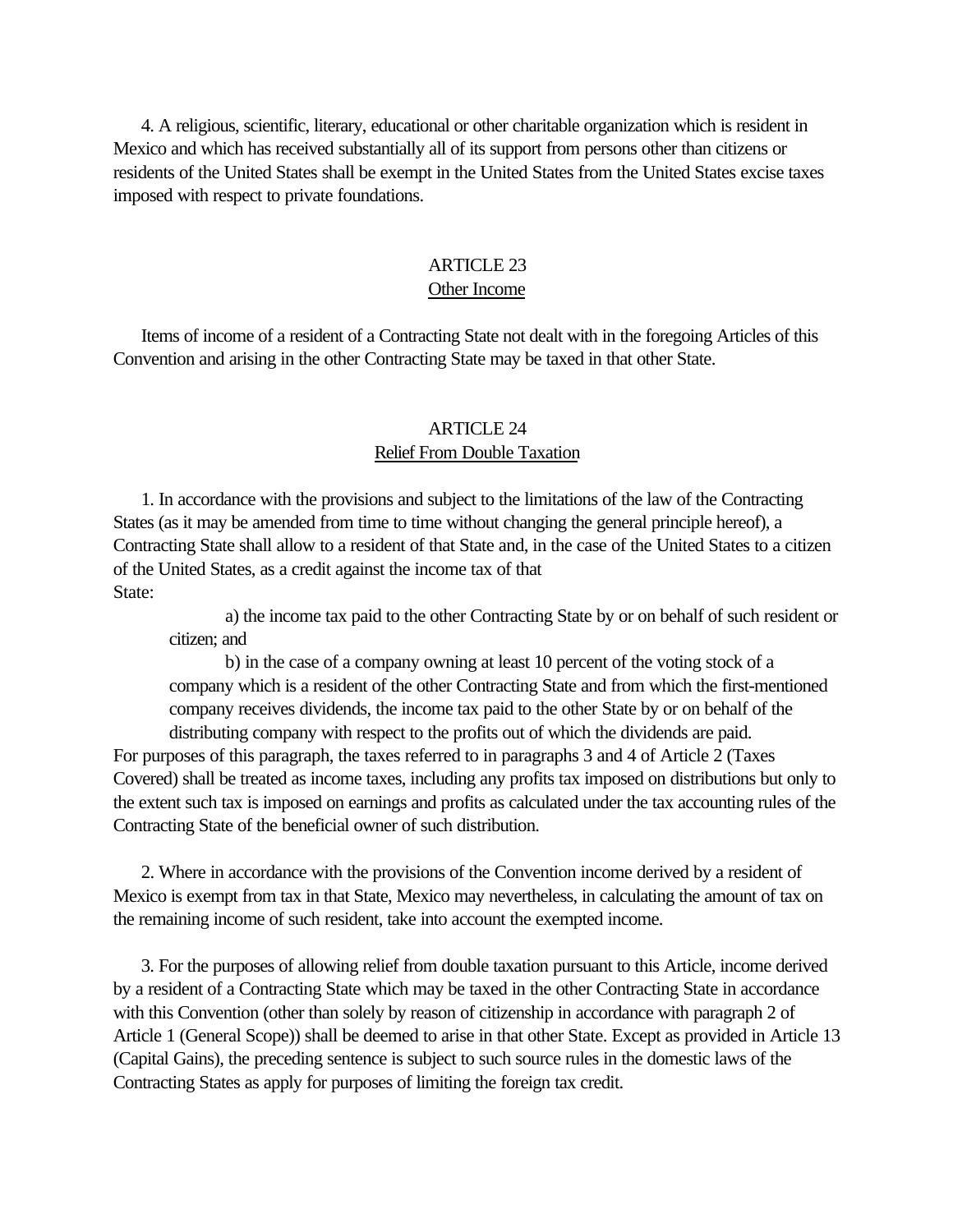4. A religious, scientific, literary, educational or other charitable organization which is resident in Mexico and which has received substantially all of its support from persons other than citizens or residents of the United States shall be exempt in the United States from the United States excise taxes imposed with respect to private foundations.

## ARTICLE 23
### Other Income

Items of income of a resident of a Contracting State not dealt with in the foregoing Articles of this Convention and arising in the other Contracting State may be taxed in that other State.

## ARTICLE 24
### Relief From Double Taxation

1. In accordance with the provisions and subject to the limitations of the law of the Contracting States (as it may be amended from time to time without changing the general principle hereof), a Contracting State shall allow to a resident of that State and, in the case of the United States to a citizen of the United States, as a credit against the income tax of that State:

a) the income tax paid to the other Contracting State by or on behalf of such resident or citizen; and

b) in the case of a company owning at least 10 percent of the voting stock of a company which is a resident of the other Contracting State and from which the first-mentioned company receives dividends, the income tax paid to the other State by or on behalf of the distributing company with respect to the profits out of which the dividends are paid.

For purposes of this paragraph, the taxes referred to in paragraphs 3 and 4 of Article 2 (Taxes Covered) shall be treated as income taxes, including any profits tax imposed on distributions but only to the extent such tax is imposed on earnings and profits as calculated under the tax accounting rules of the Contracting State of the beneficial owner of such distribution.

2. Where in accordance with the provisions of the Convention income derived by a resident of Mexico is exempt from tax in that State, Mexico may nevertheless, in calculating the amount of tax on the remaining income of such resident, take into account the exempted income.

3. For the purposes of allowing relief from double taxation pursuant to this Article, income derived by a resident of a Contracting State which may be taxed in the other Contracting State in accordance with this Convention (other than solely by reason of citizenship in accordance with paragraph 2 of Article 1 (General Scope)) shall be deemed to arise in that other State. Except as provided in Article 13 (Capital Gains), the preceding sentence is subject to such source rules in the domestic laws of the Contracting States as apply for purposes of limiting the foreign tax credit.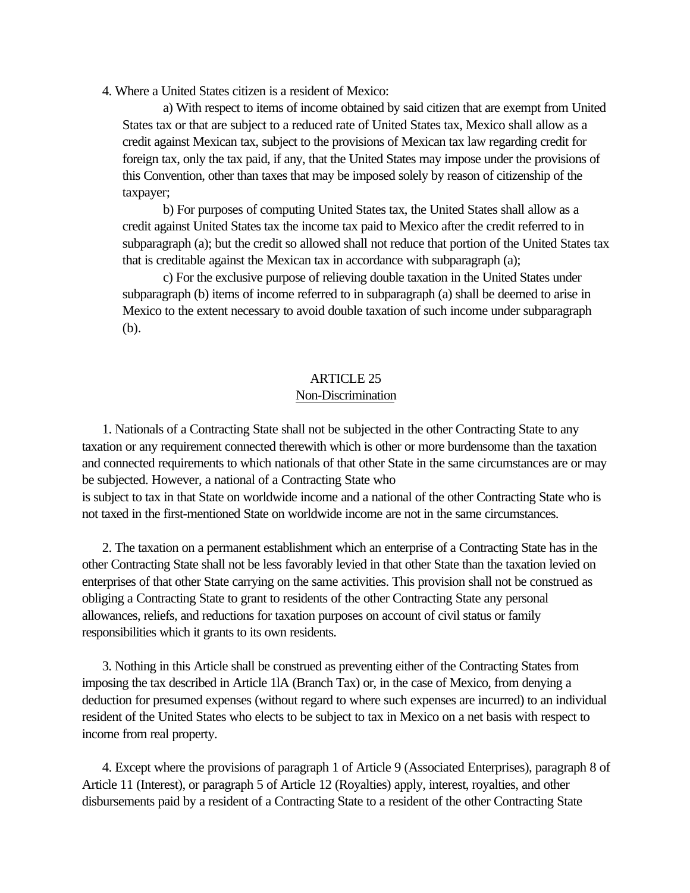4. Where a United States citizen is a resident of Mexico:

a) With respect to items of income obtained by said citizen that are exempt from United States tax or that are subject to a reduced rate of United States tax, Mexico shall allow as a credit against Mexican tax, subject to the provisions of Mexican tax law regarding credit for foreign tax, only the tax paid, if any, that the United States may impose under the provisions of this Convention, other than taxes that may be imposed solely by reason of citizenship of the taxpayer;

b) For purposes of computing United States tax, the United States shall allow as a credit against United States tax the income tax paid to Mexico after the credit referred to in subparagraph (a); but the credit so allowed shall not reduce that portion of the United States tax that is creditable against the Mexican tax in accordance with subparagraph (a);

c) For the exclusive purpose of relieving double taxation in the United States under subparagraph (b) items of income referred to in subparagraph (a) shall be deemed to arise in Mexico to the extent necessary to avoid double taxation of such income under subparagraph (b).

## ARTICLE 25
## Non-Discrimination

1. Nationals of a Contracting State shall not be subjected in the other Contracting State to any taxation or any requirement connected therewith which is other or more burdensome than the taxation and connected requirements to which nationals of that other State in the same circumstances are or may be subjected. However, a national of a Contracting State who is subject to tax in that State on worldwide income and a national of the other Contracting State who is not taxed in the first-mentioned State on worldwide income are not in the same circumstances.

2. The taxation on a permanent establishment which an enterprise of a Contracting State has in the other Contracting State shall not be less favorably levied in that other State than the taxation levied on enterprises of that other State carrying on the same activities. This provision shall not be construed as obliging a Contracting State to grant to residents of the other Contracting State any personal allowances, reliefs, and reductions for taxation purposes on account of civil status or family responsibilities which it grants to its own residents.

3. Nothing in this Article shall be construed as preventing either of the Contracting States from imposing the tax described in Article 1lA (Branch Tax) or, in the case of Mexico, from denying a deduction for presumed expenses (without regard to where such expenses are incurred) to an individual resident of the United States who elects to be subject to tax in Mexico on a net basis with respect to income from real property.

4. Except where the provisions of paragraph 1 of Article 9 (Associated Enterprises), paragraph 8 of Article 11 (Interest), or paragraph 5 of Article 12 (Royalties) apply, interest, royalties, and other disbursements paid by a resident of a Contracting State to a resident of the other Contracting State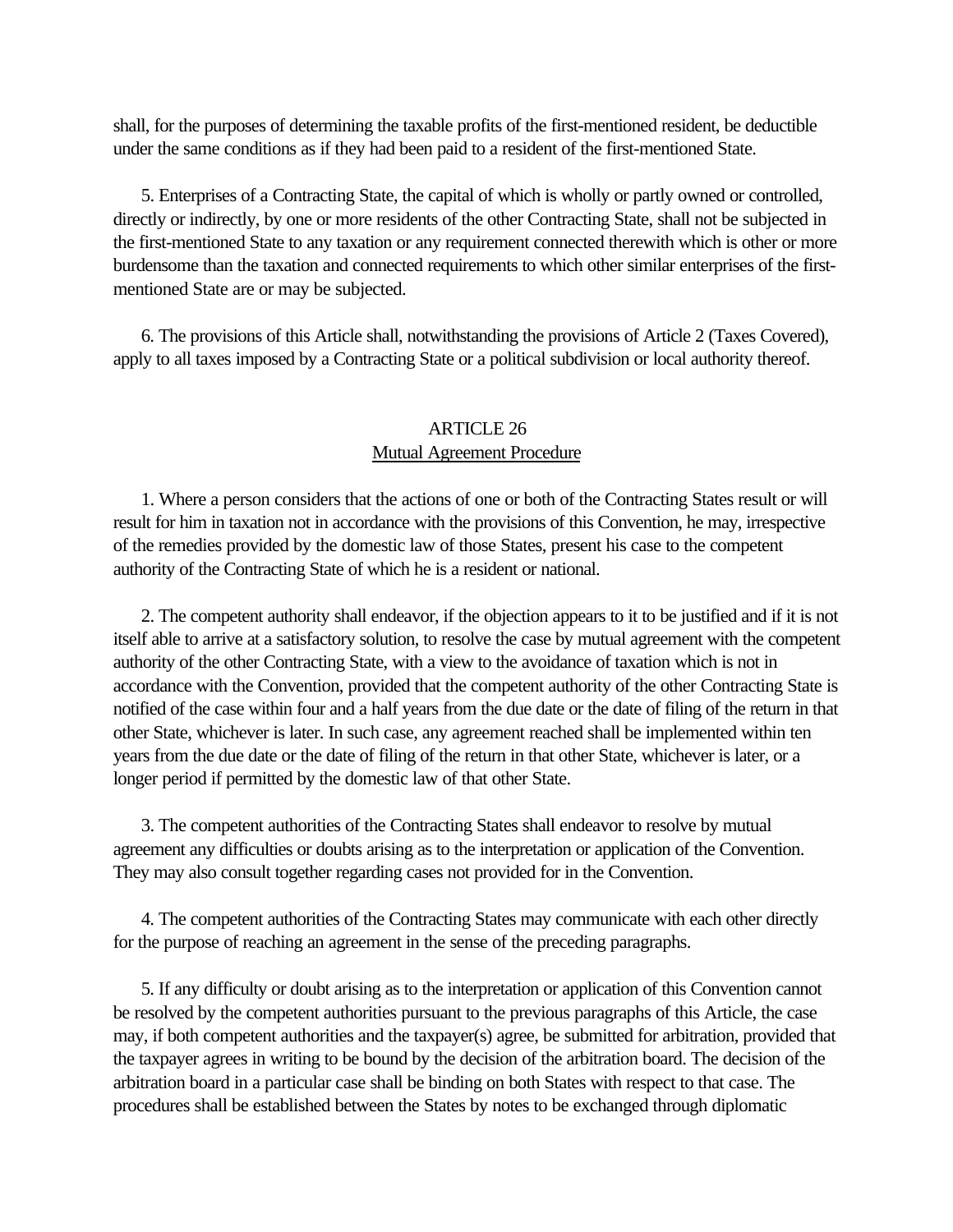shall, for the purposes of determining the taxable profits of the first-mentioned resident, be deductible under the same conditions as if they had been paid to a resident of the first-mentioned State.

5. Enterprises of a Contracting State, the capital of which is wholly or partly owned or controlled, directly or indirectly, by one or more residents of the other Contracting State, shall not be subjected in the first-mentioned State to any taxation or any requirement connected therewith which is other or more burdensome than the taxation and connected requirements to which other similar enterprises of the first-mentioned State are or may be subjected.

6. The provisions of this Article shall, notwithstanding the provisions of Article 2 (Taxes Covered), apply to all taxes imposed by a Contracting State or a political subdivision or local authority thereof.

## ARTICLE 26
## Mutual Agreement Procedure

1. Where a person considers that the actions of one or both of the Contracting States result or will result for him in taxation not in accordance with the provisions of this Convention, he may, irrespective of the remedies provided by the domestic law of those States, present his case to the competent authority of the Contracting State of which he is a resident or national.

2. The competent authority shall endeavor, if the objection appears to it to be justified and if it is not itself able to arrive at a satisfactory solution, to resolve the case by mutual agreement with the competent authority of the other Contracting State, with a view to the avoidance of taxation which is not in accordance with the Convention, provided that the competent authority of the other Contracting State is notified of the case within four and a half years from the due date or the date of filing of the return in that other State, whichever is later. In such case, any agreement reached shall be implemented within ten years from the due date or the date of filing of the return in that other State, whichever is later, or a longer period if permitted by the domestic law of that other State.

3. The competent authorities of the Contracting States shall endeavor to resolve by mutual agreement any difficulties or doubts arising as to the interpretation or application of the Convention. They may also consult together regarding cases not provided for in the Convention.

4. The competent authorities of the Contracting States may communicate with each other directly for the purpose of reaching an agreement in the sense of the preceding paragraphs.

5. If any difficulty or doubt arising as to the interpretation or application of this Convention cannot be resolved by the competent authorities pursuant to the previous paragraphs of this Article, the case may, if both competent authorities and the taxpayer(s) agree, be submitted for arbitration, provided that the taxpayer agrees in writing to be bound by the decision of the arbitration board. The decision of the arbitration board in a particular case shall be binding on both States with respect to that case. The procedures shall be established between the States by notes to be exchanged through diplomatic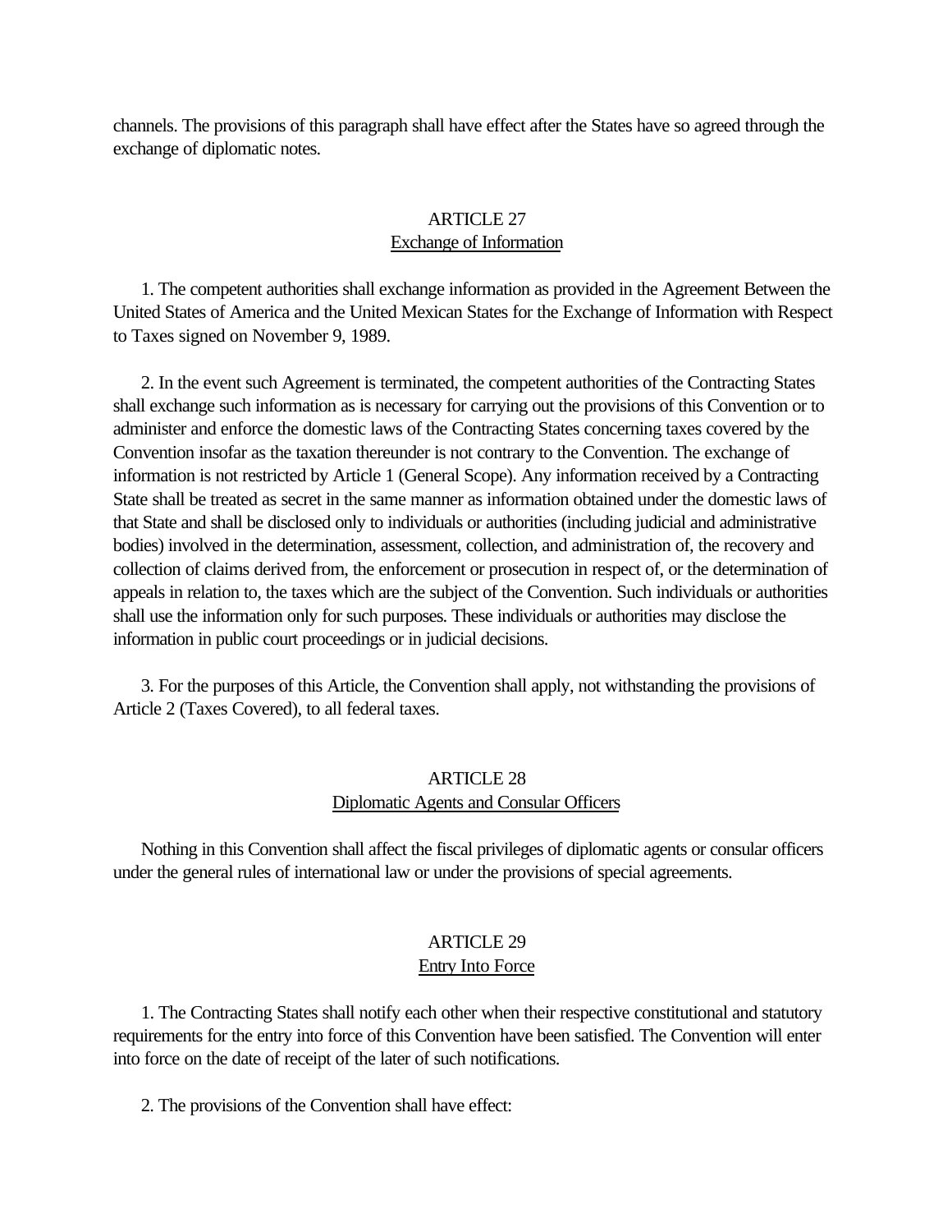channels. The provisions of this paragraph shall have effect after the States have so agreed through the exchange of diplomatic notes.

## ARTICLE 27
## Exchange of Information

1. The competent authorities shall exchange information as provided in the Agreement Between the United States of America and the United Mexican States for the Exchange of Information with Respect to Taxes signed on November 9, 1989.

2. In the event such Agreement is terminated, the competent authorities of the Contracting States shall exchange such information as is necessary for carrying out the provisions of this Convention or to administer and enforce the domestic laws of the Contracting States concerning taxes covered by the Convention insofar as the taxation thereunder is not contrary to the Convention. The exchange of information is not restricted by Article 1 (General Scope). Any information received by a Contracting State shall be treated as secret in the same manner as information obtained under the domestic laws of that State and shall be disclosed only to individuals or authorities (including judicial and administrative bodies) involved in the determination, assessment, collection, and administration of, the recovery and collection of claims derived from, the enforcement or prosecution in respect of, or the determination of appeals in relation to, the taxes which are the subject of the Convention. Such individuals or authorities shall use the information only for such purposes. These individuals or authorities may disclose the information in public court proceedings or in judicial decisions.

3. For the purposes of this Article, the Convention shall apply, not withstanding the provisions of Article 2 (Taxes Covered), to all federal taxes.

## ARTICLE 28
## Diplomatic Agents and Consular Officers

Nothing in this Convention shall affect the fiscal privileges of diplomatic agents or consular officers under the general rules of international law or under the provisions of special agreements.

## ARTICLE 29
## Entry Into Force

1. The Contracting States shall notify each other when their respective constitutional and statutory requirements for the entry into force of this Convention have been satisfied. The Convention will enter into force on the date of receipt of the later of such notifications.

2. The provisions of the Convention shall have effect: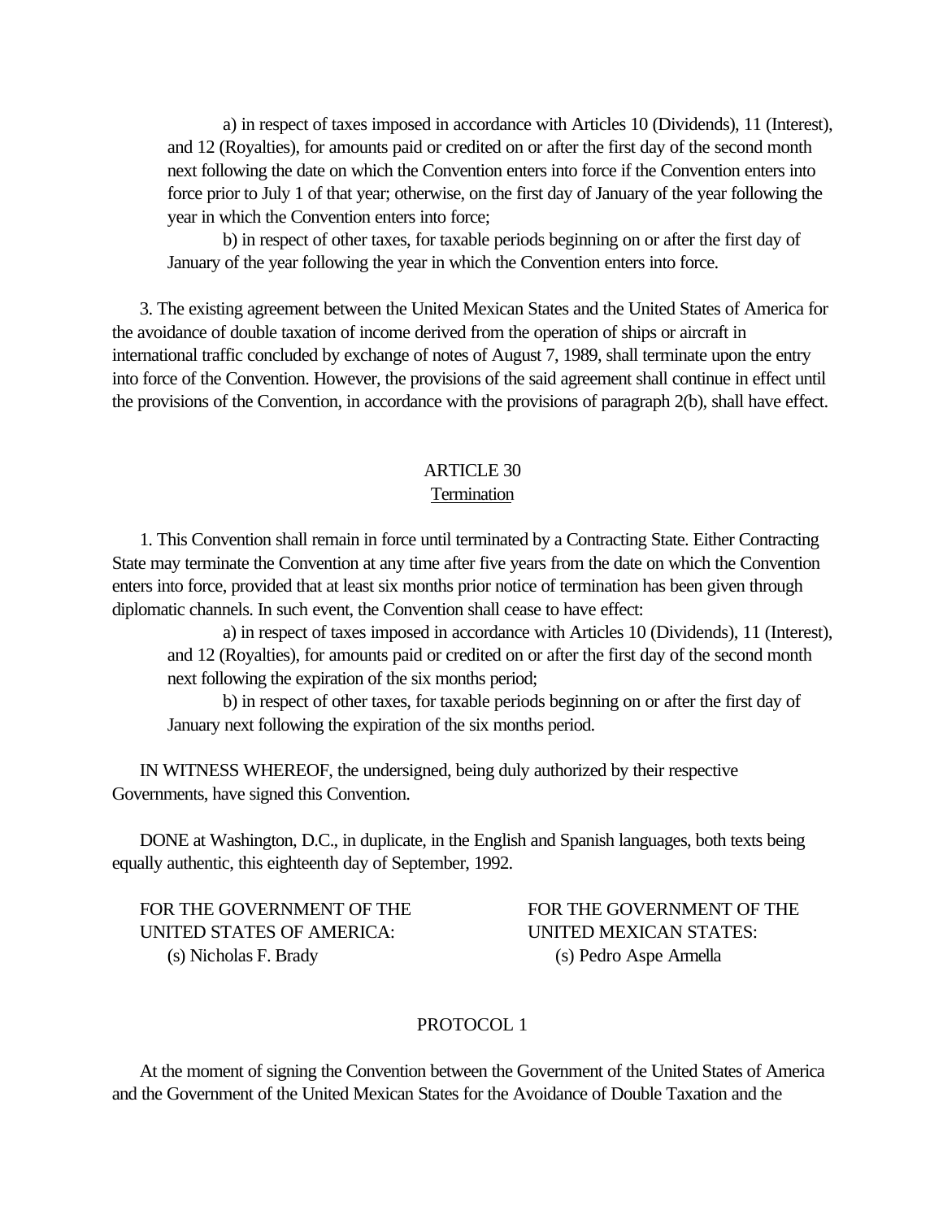a) in respect of taxes imposed in accordance with Articles 10 (Dividends), 11 (Interest), and 12 (Royalties), for amounts paid or credited on or after the first day of the second month next following the date on which the Convention enters into force if the Convention enters into force prior to July 1 of that year; otherwise, on the first day of January of the year following the year in which the Convention enters into force;

b) in respect of other taxes, for taxable periods beginning on or after the first day of January of the year following the year in which the Convention enters into force.

3. The existing agreement between the United Mexican States and the United States of America for the avoidance of double taxation of income derived from the operation of ships or aircraft in international traffic concluded by exchange of notes of August 7, 1989, shall terminate upon the entry into force of the Convention. However, the provisions of the said agreement shall continue in effect until the provisions of the Convention, in accordance with the provisions of paragraph 2(b), shall have effect.

## ARTICLE 30
### Termination

1. This Convention shall remain in force until terminated by a Contracting State. Either Contracting State may terminate the Convention at any time after five years from the date on which the Convention enters into force, provided that at least six months prior notice of termination has been given through diplomatic channels. In such event, the Convention shall cease to have effect:

a) in respect of taxes imposed in accordance with Articles 10 (Dividends), 11 (Interest), and 12 (Royalties), for amounts paid or credited on or after the first day of the second month next following the expiration of the six months period;

b) in respect of other taxes, for taxable periods beginning on or after the first day of January next following the expiration of the six months period.

IN WITNESS WHEREOF, the undersigned, being duly authorized by their respective Governments, have signed this Convention.

DONE at Washington, D.C., in duplicate, in the English and Spanish languages, both texts being equally authentic, this eighteenth day of September, 1992.

FOR THE GOVERNMENT OF THE UNITED STATES OF AMERICA:
(s) Nicholas F. Brady

FOR THE GOVERNMENT OF THE UNITED MEXICAN STATES:
(s) Pedro Aspe Armella

## PROTOCOL 1

At the moment of signing the Convention between the Government of the United States of America and the Government of the United Mexican States for the Avoidance of Double Taxation and the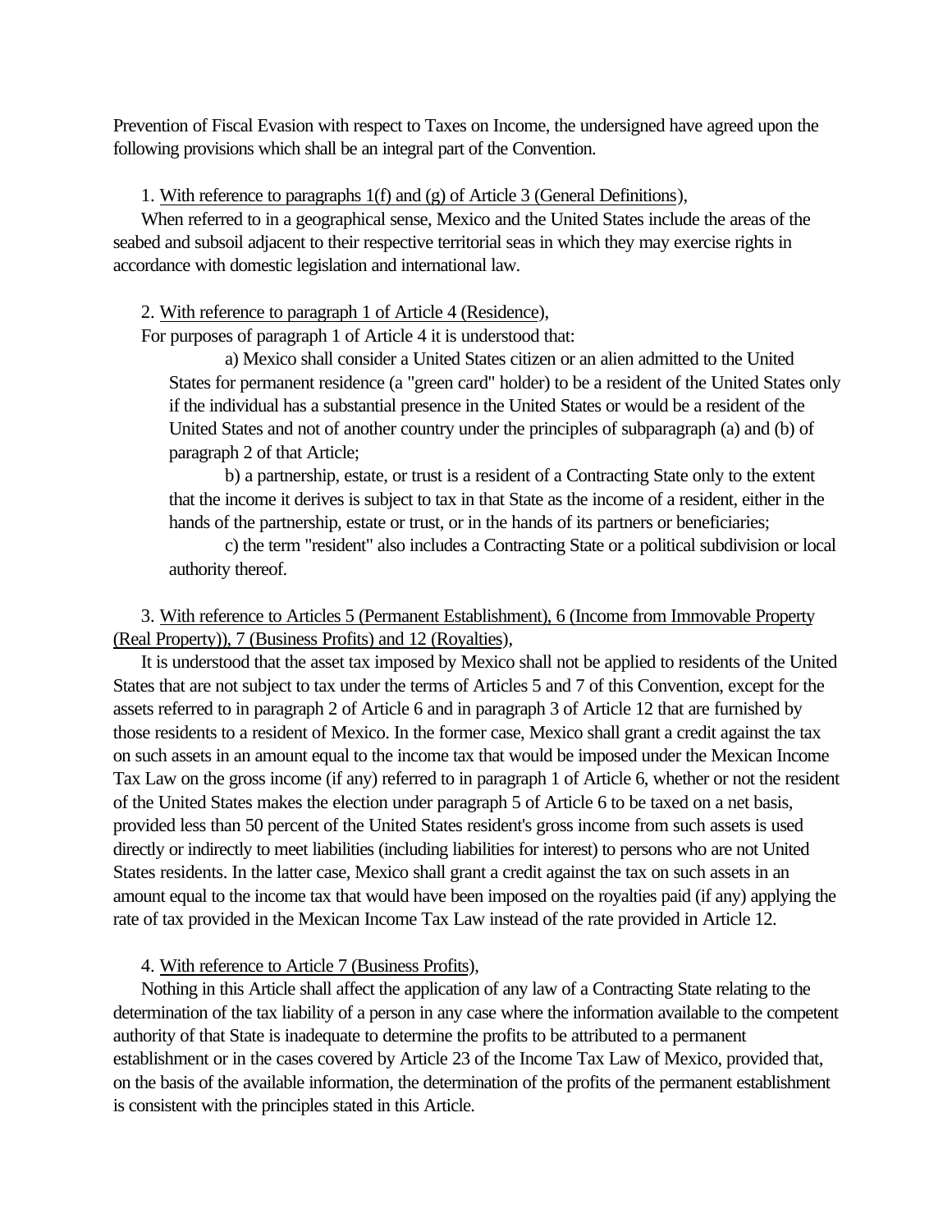Prevention of Fiscal Evasion with respect to Taxes on Income, the undersigned have agreed upon the following provisions which shall be an integral part of the Convention.

1. With reference to paragraphs 1(f) and (g) of Article 3 (General Definitions),

When referred to in a geographical sense, Mexico and the United States include the areas of the seabed and subsoil adjacent to their respective territorial seas in which they may exercise rights in accordance with domestic legislation and international law.

2. With reference to paragraph 1 of Article 4 (Residence),

For purposes of paragraph 1 of Article 4 it is understood that:

a) Mexico shall consider a United States citizen or an alien admitted to the United States for permanent residence (a "green card" holder) to be a resident of the United States only if the individual has a substantial presence in the United States or would be a resident of the United States and not of another country under the principles of subparagraph (a) and (b) of paragraph 2 of that Article;

b) a partnership, estate, or trust is a resident of a Contracting State only to the extent that the income it derives is subject to tax in that State as the income of a resident, either in the hands of the partnership, estate or trust, or in the hands of its partners or beneficiaries;

c) the term "resident" also includes a Contracting State or a political subdivision or local authority thereof.

3. With reference to Articles 5 (Permanent Establishment), 6 (Income from Immovable Property (Real Property)), 7 (Business Profits) and 12 (Royalties),

It is understood that the asset tax imposed by Mexico shall not be applied to residents of the United States that are not subject to tax under the terms of Articles 5 and 7 of this Convention, except for the assets referred to in paragraph 2 of Article 6 and in paragraph 3 of Article 12 that are furnished by those residents to a resident of Mexico. In the former case, Mexico shall grant a credit against the tax on such assets in an amount equal to the income tax that would be imposed under the Mexican Income Tax Law on the gross income (if any) referred to in paragraph 1 of Article 6, whether or not the resident of the United States makes the election under paragraph 5 of Article 6 to be taxed on a net basis, provided less than 50 percent of the United States resident's gross income from such assets is used directly or indirectly to meet liabilities (including liabilities for interest) to persons who are not United States residents. In the latter case, Mexico shall grant a credit against the tax on such assets in an amount equal to the income tax that would have been imposed on the royalties paid (if any) applying the rate of tax provided in the Mexican Income Tax Law instead of the rate provided in Article 12.

4. With reference to Article 7 (Business Profits),

Nothing in this Article shall affect the application of any law of a Contracting State relating to the determination of the tax liability of a person in any case where the information available to the competent authority of that State is inadequate to determine the profits to be attributed to a permanent establishment or in the cases covered by Article 23 of the Income Tax Law of Mexico, provided that, on the basis of the available information, the determination of the profits of the permanent establishment is consistent with the principles stated in this Article.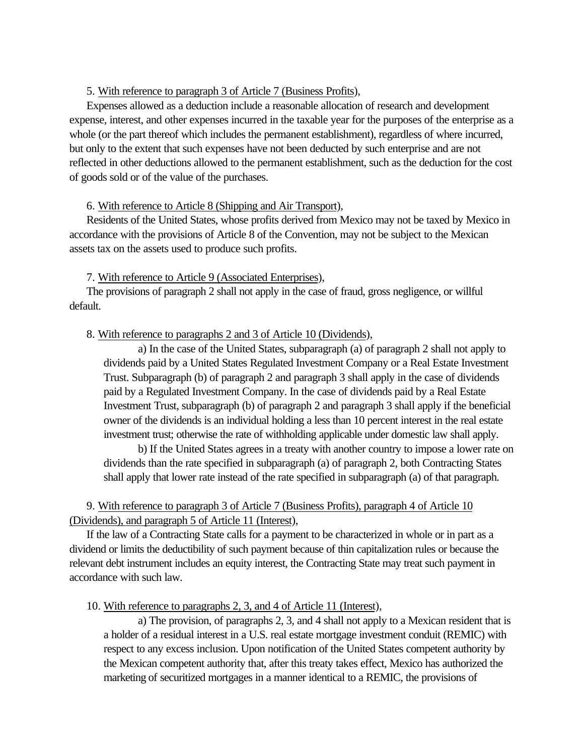5. With reference to paragraph 3 of Article 7 (Business Profits),

Expenses allowed as a deduction include a reasonable allocation of research and development expense, interest, and other expenses incurred in the taxable year for the purposes of the enterprise as a whole (or the part thereof which includes the permanent establishment), regardless of where incurred, but only to the extent that such expenses have not been deducted by such enterprise and are not reflected in other deductions allowed to the permanent establishment, such as the deduction for the cost of goods sold or of the value of the purchases.

6. With reference to Article 8 (Shipping and Air Transport),

Residents of the United States, whose profits derived from Mexico may not be taxed by Mexico in accordance with the provisions of Article 8 of the Convention, may not be subject to the Mexican assets tax on the assets used to produce such profits.

7. With reference to Article 9 (Associated Enterprises),

The provisions of paragraph 2 shall not apply in the case of fraud, gross negligence, or willful default.

8. With reference to paragraphs 2 and 3 of Article 10 (Dividends),

a) In the case of the United States, subparagraph (a) of paragraph 2 shall not apply to dividends paid by a United States Regulated Investment Company or a Real Estate Investment Trust. Subparagraph (b) of paragraph 2 and paragraph 3 shall apply in the case of dividends paid by a Regulated Investment Company. In the case of dividends paid by a Real Estate Investment Trust, subparagraph (b) of paragraph 2 and paragraph 3 shall apply if the beneficial owner of the dividends is an individual holding a less than 10 percent interest in the real estate investment trust; otherwise the rate of withholding applicable under domestic law shall apply.

b) If the United States agrees in a treaty with another country to impose a lower rate on dividends than the rate specified in subparagraph (a) of paragraph 2, both Contracting States shall apply that lower rate instead of the rate specified in subparagraph (a) of that paragraph.

9. With reference to paragraph 3 of Article 7 (Business Profits), paragraph 4 of Article 10 (Dividends), and paragraph 5 of Article 11 (Interest),

If the law of a Contracting State calls for a payment to be characterized in whole or in part as a dividend or limits the deductibility of such payment because of thin capitalization rules or because the relevant debt instrument includes an equity interest, the Contracting State may treat such payment in accordance with such law.

10. With reference to paragraphs 2, 3, and 4 of Article 11 (Interest),

a) The provision, of paragraphs 2, 3, and 4 shall not apply to a Mexican resident that is a holder of a residual interest in a U.S. real estate mortgage investment conduit (REMIC) with respect to any excess inclusion. Upon notification of the United States competent authority by the Mexican competent authority that, after this treaty takes effect, Mexico has authorized the marketing of securitized mortgages in a manner identical to a REMIC, the provisions of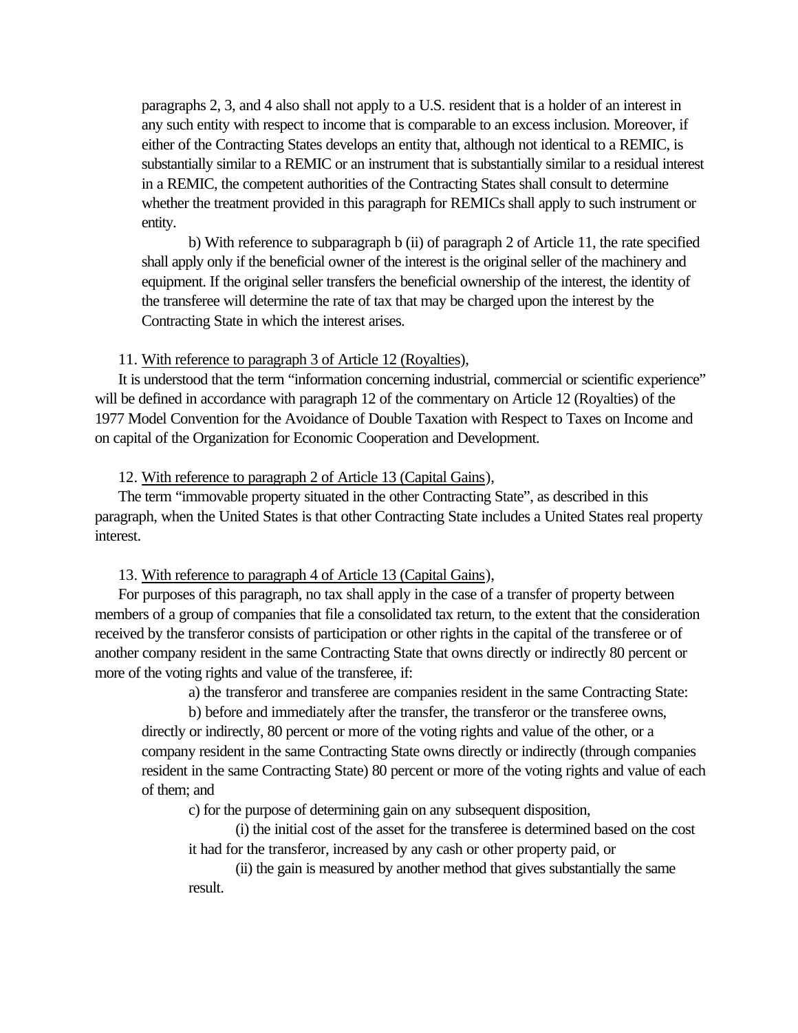paragraphs 2, 3, and 4 also shall not apply to a U.S. resident that is a holder of an interest in any such entity with respect to income that is comparable to an excess inclusion. Moreover, if either of the Contracting States develops an entity that, although not identical to a REMIC, is substantially similar to a REMIC or an instrument that is substantially similar to a residual interest in a REMIC, the competent authorities of the Contracting States shall consult to determine whether the treatment provided in this paragraph for REMICs shall apply to such instrument or entity.

b) With reference to subparagraph b (ii) of paragraph 2 of Article 11, the rate specified shall apply only if the beneficial owner of the interest is the original seller of the machinery and equipment. If the original seller transfers the beneficial ownership of the interest, the identity of the transferee will determine the rate of tax that may be charged upon the interest by the Contracting State in which the interest arises.

11. With reference to paragraph 3 of Article 12 (Royalties),

It is understood that the term "information concerning industrial, commercial or scientific experience" will be defined in accordance with paragraph 12 of the commentary on Article 12 (Royalties) of the 1977 Model Convention for the Avoidance of Double Taxation with Respect to Taxes on Income and on capital of the Organization for Economic Cooperation and Development.

12. With reference to paragraph 2 of Article 13 (Capital Gains),

The term "immovable property situated in the other Contracting State", as described in this paragraph, when the United States is that other Contracting State includes a United States real property interest.

13. With reference to paragraph 4 of Article 13 (Capital Gains),

For purposes of this paragraph, no tax shall apply in the case of a transfer of property between members of a group of companies that file a consolidated tax return, to the extent that the consideration received by the transferor consists of participation or other rights in the capital of the transferee or of another company resident in the same Contracting State that owns directly or indirectly 80 percent or more of the voting rights and value of the transferee, if:

a) the transferor and transferee are companies resident in the same Contracting State:

b) before and immediately after the transfer, the transferor or the transferee owns, directly or indirectly, 80 percent or more of the voting rights and value of the other, or a company resident in the same Contracting State owns directly or indirectly (through companies resident in the same Contracting State) 80 percent or more of the voting rights and value of each of them; and

c) for the purpose of determining gain on any subsequent disposition,

(i) the initial cost of the asset for the transferee is determined based on the cost it had for the transferor, increased by any cash or other property paid, or

(ii) the gain is measured by another method that gives substantially the same result.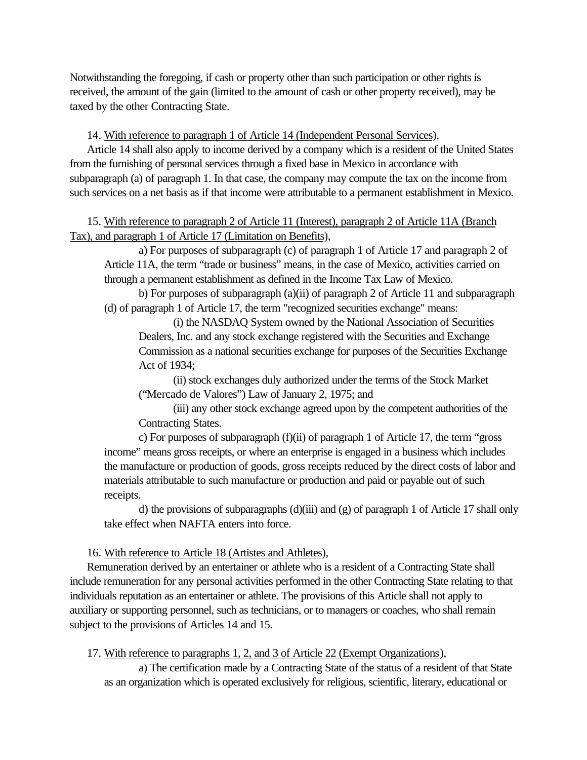Notwithstanding the foregoing, if cash or property other than such participation or other rights is received, the amount of the gain (limited to the amount of cash or other property received), may be taxed by the other Contracting State.

14. With reference to paragraph 1 of Article 14 (Independent Personal Services),

Article 14 shall also apply to income derived by a company which is a resident of the United States from the furnishing of personal services through a fixed base in Mexico in accordance with subparagraph (a) of paragraph 1. In that case, the company may compute the tax on the income from such services on a net basis as if that income were attributable to a permanent establishment in Mexico.

15. With reference to paragraph 2 of Article 11 (Interest), paragraph 2 of Article 11A (Branch Tax), and paragraph 1 of Article 17 (Limitation on Benefits),

a) For purposes of subparagraph (c) of paragraph 1 of Article 17 and paragraph 2 of Article 11A, the term "trade or business" means, in the case of Mexico, activities carried on through a permanent establishment as defined in the Income Tax Law of Mexico.

b) For purposes of subparagraph (a)(ii) of paragraph 2 of Article 11 and subparagraph (d) of paragraph 1 of Article 17, the term "recognized securities exchange" means:

(i) the NASDAQ System owned by the National Association of Securities Dealers, Inc. and any stock exchange registered with the Securities and Exchange Commission as a national securities exchange for purposes of the Securities Exchange Act of 1934;

(ii) stock exchanges duly authorized under the terms of the Stock Market ("Mercado de Valores") Law of January 2, 1975; and

(iii) any other stock exchange agreed upon by the competent authorities of the Contracting States.

c) For purposes of subparagraph (f)(ii) of paragraph 1 of Article 17, the term "gross income" means gross receipts, or where an enterprise is engaged in a business which includes the manufacture or production of goods, gross receipts reduced by the direct costs of labor and materials attributable to such manufacture or production and paid or payable out of such receipts.

d) the provisions of subparagraphs (d)(iii) and (g) of paragraph 1 of Article 17 shall only take effect when NAFTA enters into force.

16. With reference to Article 18 (Artistes and Athletes),

Remuneration derived by an entertainer or athlete who is a resident of a Contracting State shall include remuneration for any personal activities performed in the other Contracting State relating to that individuals reputation as an entertainer or athlete. The provisions of this Article shall not apply to auxiliary or supporting personnel, such as technicians, or to managers or coaches, who shall remain subject to the provisions of Articles 14 and 15.

17. With reference to paragraphs 1, 2, and 3 of Article 22 (Exempt Organizations),

a) The certification made by a Contracting State of the status of a resident of that State as an organization which is operated exclusively for religious, scientific, literary, educational or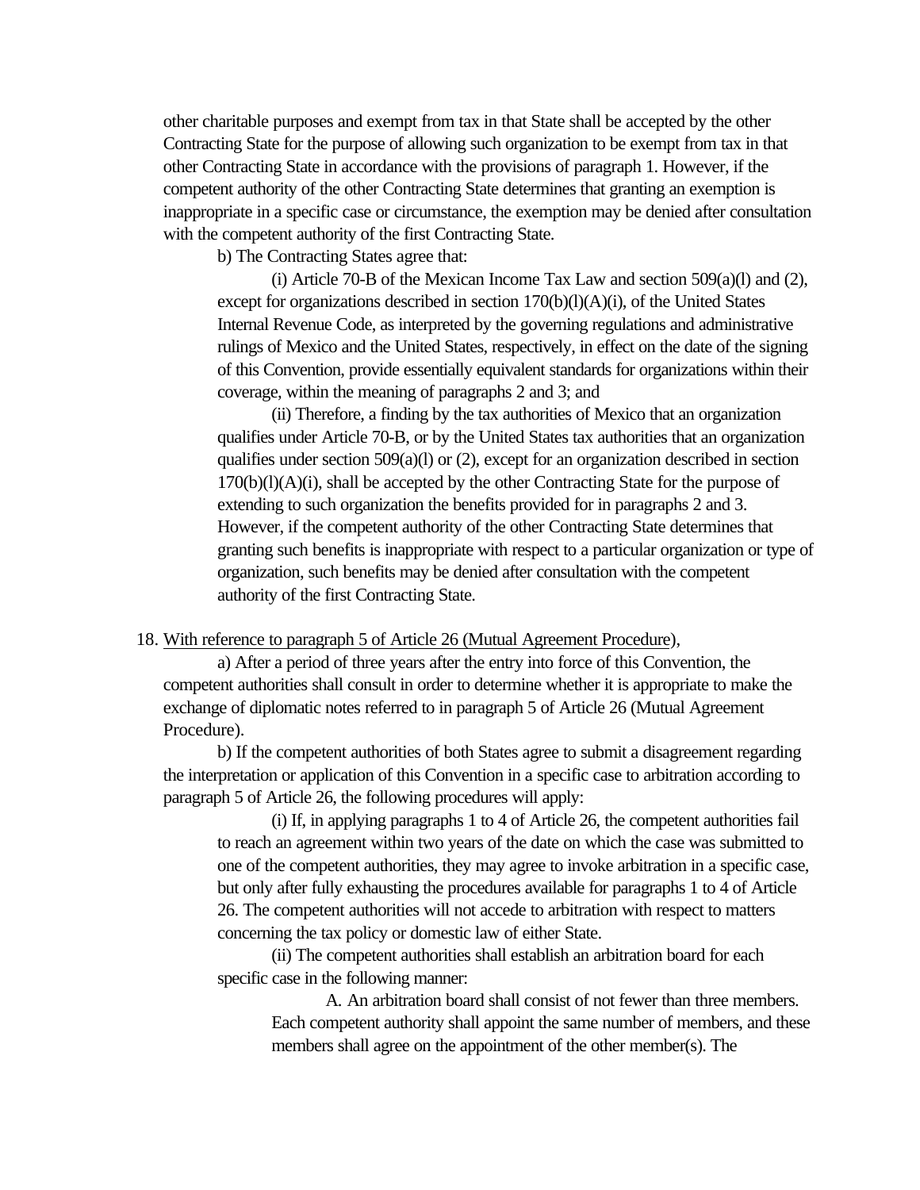other charitable purposes and exempt from tax in that State shall be accepted by the other Contracting State for the purpose of allowing such organization to be exempt from tax in that other Contracting State in accordance with the provisions of paragraph 1. However, if the competent authority of the other Contracting State determines that granting an exemption is inappropriate in a specific case or circumstance, the exemption may be denied after consultation with the competent authority of the first Contracting State.

b) The Contracting States agree that:

(i) Article 70-B of the Mexican Income Tax Law and section 509(a)(l) and (2), except for organizations described in section 170(b)(l)(A)(i), of the United States Internal Revenue Code, as interpreted by the governing regulations and administrative rulings of Mexico and the United States, respectively, in effect on the date of the signing of this Convention, provide essentially equivalent standards for organizations within their coverage, within the meaning of paragraphs 2 and 3; and

(ii) Therefore, a finding by the tax authorities of Mexico that an organization qualifies under Article 70-B, or by the United States tax authorities that an organization qualifies under section 509(a)(l) or (2), except for an organization described in section 170(b)(l)(A)(i), shall be accepted by the other Contracting State for the purpose of extending to such organization the benefits provided for in paragraphs 2 and 3. However, if the competent authority of the other Contracting State determines that granting such benefits is inappropriate with respect to a particular organization or type of organization, such benefits may be denied after consultation with the competent authority of the first Contracting State.

18. With reference to paragraph 5 of Article 26 (Mutual Agreement Procedure),

a) After a period of three years after the entry into force of this Convention, the competent authorities shall consult in order to determine whether it is appropriate to make the exchange of diplomatic notes referred to in paragraph 5 of Article 26 (Mutual Agreement Procedure).

b) If the competent authorities of both States agree to submit a disagreement regarding the interpretation or application of this Convention in a specific case to arbitration according to paragraph 5 of Article 26, the following procedures will apply:

(i) If, in applying paragraphs 1 to 4 of Article 26, the competent authorities fail to reach an agreement within two years of the date on which the case was submitted to one of the competent authorities, they may agree to invoke arbitration in a specific case, but only after fully exhausting the procedures available for paragraphs 1 to 4 of Article 26. The competent authorities will not accede to arbitration with respect to matters concerning the tax policy or domestic law of either State.

(ii) The competent authorities shall establish an arbitration board for each specific case in the following manner:

A. An arbitration board shall consist of not fewer than three members. Each competent authority shall appoint the same number of members, and these members shall agree on the appointment of the other member(s). The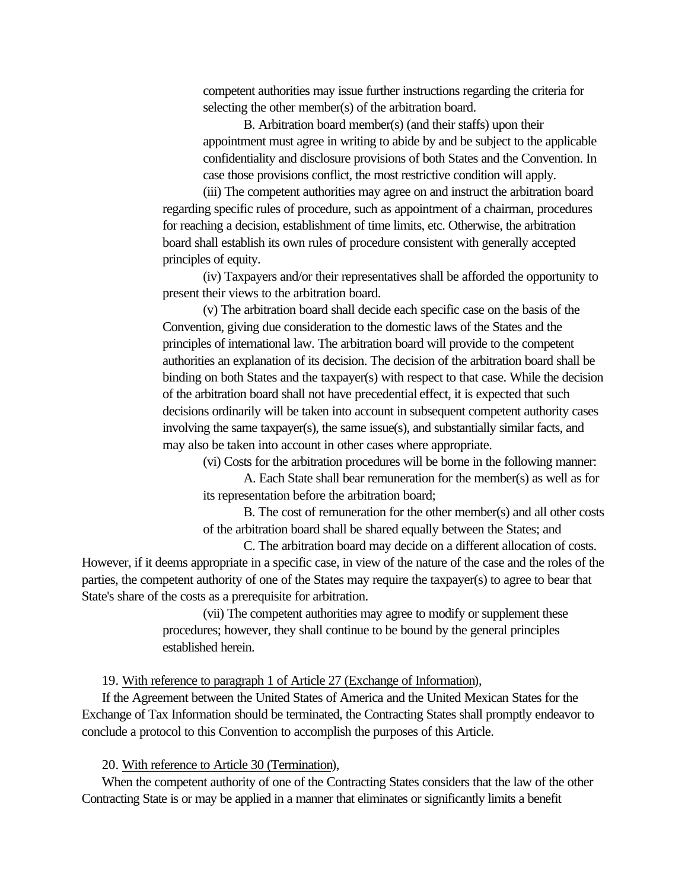competent authorities may issue further instructions regarding the criteria for selecting the other member(s) of the arbitration board.

B. Arbitration board member(s) (and their staffs) upon their appointment must agree in writing to abide by and be subject to the applicable confidentiality and disclosure provisions of both States and the Convention. In case those provisions conflict, the most restrictive condition will apply.

(iii) The competent authorities may agree on and instruct the arbitration board regarding specific rules of procedure, such as appointment of a chairman, procedures for reaching a decision, establishment of time limits, etc. Otherwise, the arbitration board shall establish its own rules of procedure consistent with generally accepted principles of equity.

(iv) Taxpayers and/or their representatives shall be afforded the opportunity to present their views to the arbitration board.

(v) The arbitration board shall decide each specific case on the basis of the Convention, giving due consideration to the domestic laws of the States and the principles of international law. The arbitration board will provide to the competent authorities an explanation of its decision. The decision of the arbitration board shall be binding on both States and the taxpayer(s) with respect to that case. While the decision of the arbitration board shall not have precedential effect, it is expected that such decisions ordinarily will be taken into account in subsequent competent authority cases involving the same taxpayer(s), the same issue(s), and substantially similar facts, and may also be taken into account in other cases where appropriate.

(vi) Costs for the arbitration procedures will be borne in the following manner:

A. Each State shall bear remuneration for the member(s) as well as for its representation before the arbitration board;

B. The cost of remuneration for the other member(s) and all other costs of the arbitration board shall be shared equally between the States; and

C. The arbitration board may decide on a different allocation of costs.

However, if it deems appropriate in a specific case, in view of the nature of the case and the roles of the parties, the competent authority of one of the States may require the taxpayer(s) to agree to bear that State's share of the costs as a prerequisite for arbitration.

(vii) The competent authorities may agree to modify or supplement these procedures; however, they shall continue to be bound by the general principles established herein.

19. With reference to paragraph 1 of Article 27 (Exchange of Information),

If the Agreement between the United States of America and the United Mexican States for the Exchange of Tax Information should be terminated, the Contracting States shall promptly endeavor to conclude a protocol to this Convention to accomplish the purposes of this Article.

20. With reference to Article 30 (Termination),

When the competent authority of one of the Contracting States considers that the law of the other Contracting State is or may be applied in a manner that eliminates or significantly limits a benefit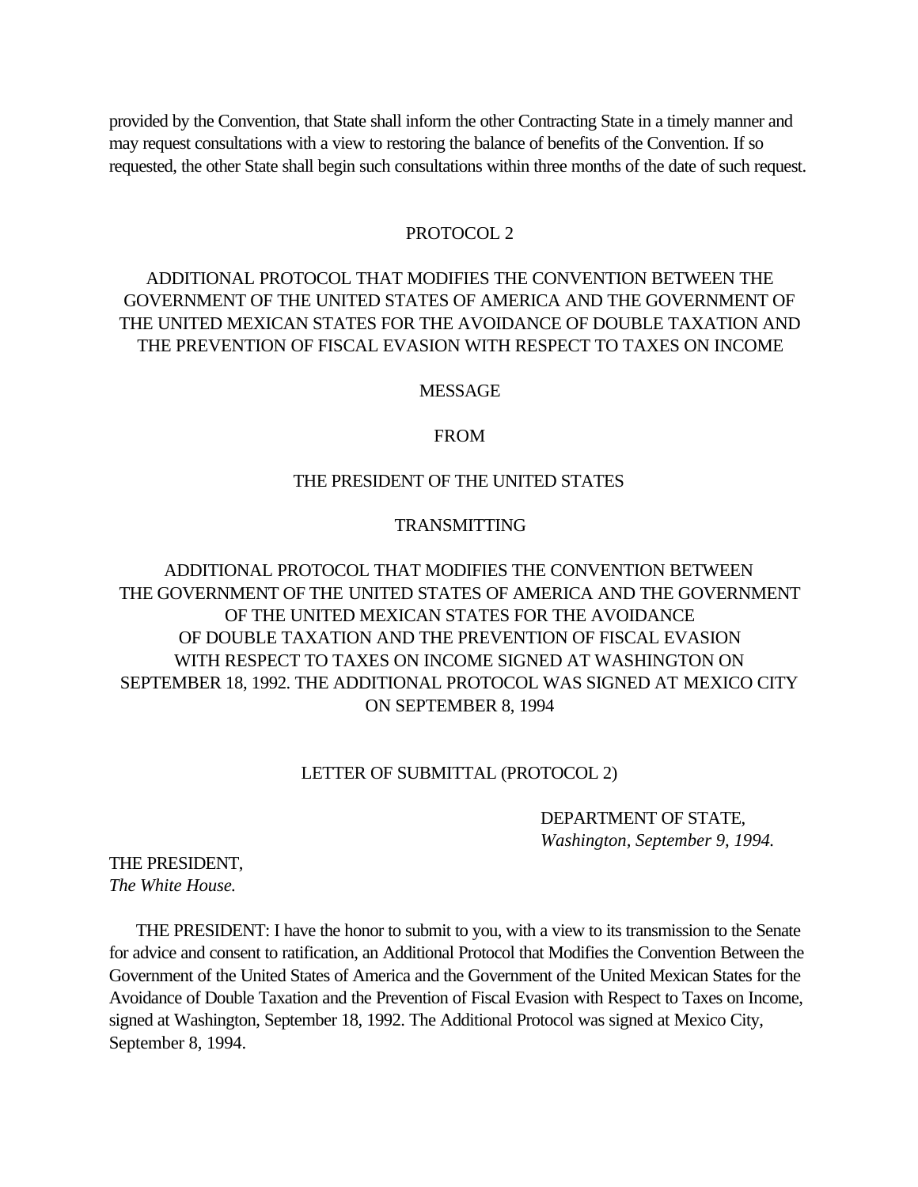provided by the Convention, that State shall inform the other Contracting State in a timely manner and may request consultations with a view to restoring the balance of benefits of the Convention. If so requested, the other State shall begin such consultations within three months of the date of such request.

## PROTOCOL 2

## ADDITIONAL PROTOCOL THAT MODIFIES THE CONVENTION BETWEEN THE GOVERNMENT OF THE UNITED STATES OF AMERICA AND THE GOVERNMENT OF THE UNITED MEXICAN STATES FOR THE AVOIDANCE OF DOUBLE TAXATION AND THE PREVENTION OF FISCAL EVASION WITH RESPECT TO TAXES ON INCOME

MESSAGE

FROM

THE PRESIDENT OF THE UNITED STATES

TRANSMITTING

ADDITIONAL PROTOCOL THAT MODIFIES THE CONVENTION BETWEEN THE GOVERNMENT OF THE UNITED STATES OF AMERICA AND THE GOVERNMENT OF THE UNITED MEXICAN STATES FOR THE AVOIDANCE OF DOUBLE TAXATION AND THE PREVENTION OF FISCAL EVASION WITH RESPECT TO TAXES ON INCOME SIGNED AT WASHINGTON ON SEPTEMBER 18, 1992. THE ADDITIONAL PROTOCOL WAS SIGNED AT MEXICO CITY ON SEPTEMBER 8, 1994

### LETTER OF SUBMITTAL (PROTOCOL 2)

DEPARTMENT OF STATE,
*Washington, September 9, 1994.*

THE PRESIDENT,
*The White House.*

THE PRESIDENT: I have the honor to submit to you, with a view to its transmission to the Senate for advice and consent to ratification, an Additional Protocol that Modifies the Convention Between the Government of the United States of America and the Government of the United Mexican States for the Avoidance of Double Taxation and the Prevention of Fiscal Evasion with Respect to Taxes on Income, signed at Washington, September 18, 1992. The Additional Protocol was signed at Mexico City, September 8, 1994.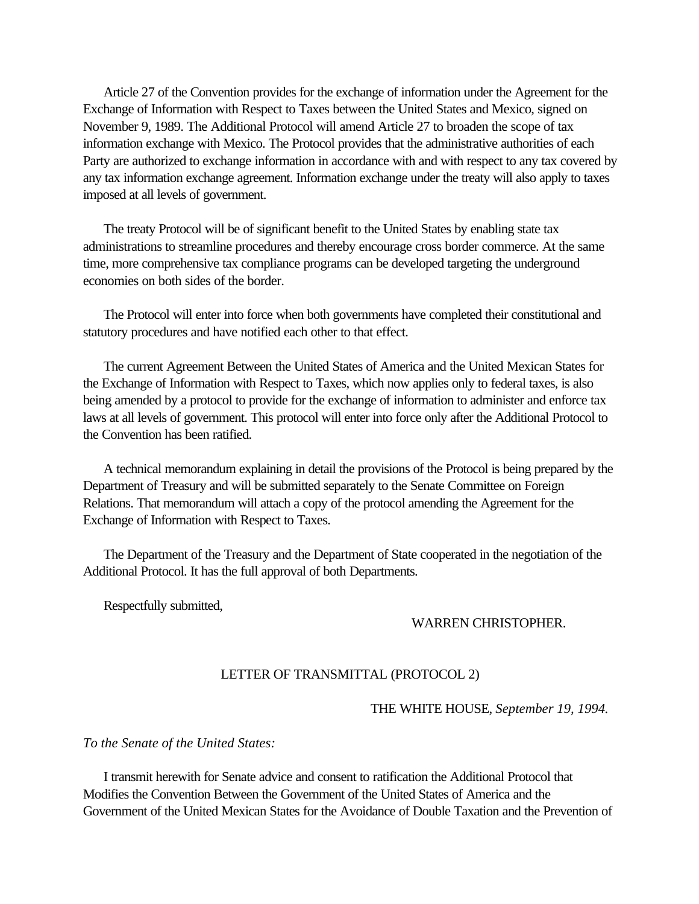Article 27 of the Convention provides for the exchange of information under the Agreement for the Exchange of Information with Respect to Taxes between the United States and Mexico, signed on November 9, 1989. The Additional Protocol will amend Article 27 to broaden the scope of tax information exchange with Mexico. The Protocol provides that the administrative authorities of each Party are authorized to exchange information in accordance with and with respect to any tax covered by any tax information exchange agreement. Information exchange under the treaty will also apply to taxes imposed at all levels of government.

The treaty Protocol will be of significant benefit to the United States by enabling state tax administrations to streamline procedures and thereby encourage cross border commerce. At the same time, more comprehensive tax compliance programs can be developed targeting the underground economies on both sides of the border.

The Protocol will enter into force when both governments have completed their constitutional and statutory procedures and have notified each other to that effect.

The current Agreement Between the United States of America and the United Mexican States for the Exchange of Information with Respect to Taxes, which now applies only to federal taxes, is also being amended by a protocol to provide for the exchange of information to administer and enforce tax laws at all levels of government. This protocol will enter into force only after the Additional Protocol to the Convention has been ratified.

A technical memorandum explaining in detail the provisions of the Protocol is being prepared by the Department of Treasury and will be submitted separately to the Senate Committee on Foreign Relations. That memorandum will attach a copy of the protocol amending the Agreement for the Exchange of Information with Respect to Taxes.

The Department of the Treasury and the Department of State cooperated in the negotiation of the Additional Protocol. It has the full approval of both Departments.

Respectfully submitted,

WARREN CHRISTOPHER.

## LETTER OF TRANSMITTAL (PROTOCOL 2)

THE WHITE HOUSE, *September 19, 1994.*

*To the Senate of the United States:*

I transmit herewith for Senate advice and consent to ratification the Additional Protocol that Modifies the Convention Between the Government of the United States of America and the Government of the United Mexican States for the Avoidance of Double Taxation and the Prevention of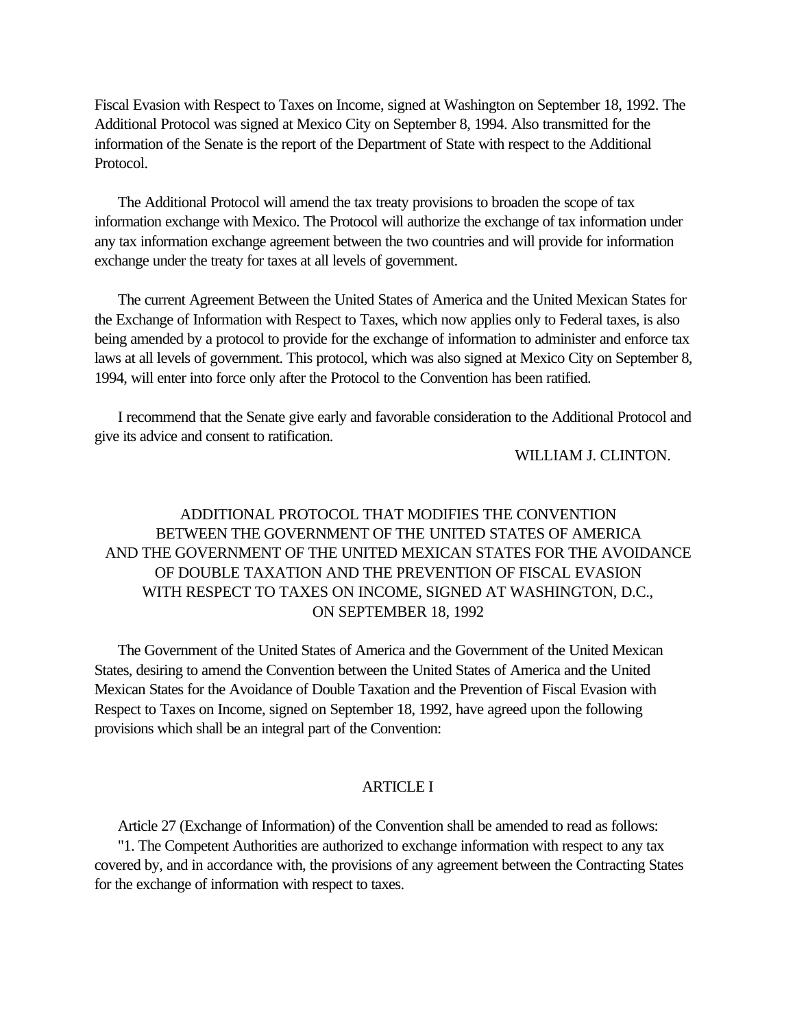Fiscal Evasion with Respect to Taxes on Income, signed at Washington on September 18, 1992. The Additional Protocol was signed at Mexico City on September 8, 1994. Also transmitted for the information of the Senate is the report of the Department of State with respect to the Additional Protocol.

The Additional Protocol will amend the tax treaty provisions to broaden the scope of tax information exchange with Mexico. The Protocol will authorize the exchange of tax information under any tax information exchange agreement between the two countries and will provide for information exchange under the treaty for taxes at all levels of government.

The current Agreement Between the United States of America and the United Mexican States for the Exchange of Information with Respect to Taxes, which now applies only to Federal taxes, is also being amended by a protocol to provide for the exchange of information to administer and enforce tax laws at all levels of government. This protocol, which was also signed at Mexico City on September 8, 1994, will enter into force only after the Protocol to the Convention has been ratified.

I recommend that the Senate give early and favorable consideration to the Additional Protocol and give its advice and consent to ratification.

WILLIAM J. CLINTON.

## ADDITIONAL PROTOCOL THAT MODIFIES THE CONVENTION BETWEEN THE GOVERNMENT OF THE UNITED STATES OF AMERICA AND THE GOVERNMENT OF THE UNITED MEXICAN STATES FOR THE AVOIDANCE OF DOUBLE TAXATION AND THE PREVENTION OF FISCAL EVASION WITH RESPECT TO TAXES ON INCOME, SIGNED AT WASHINGTON, D.C., ON SEPTEMBER 18, 1992

The Government of the United States of America and the Government of the United Mexican States, desiring to amend the Convention between the United States of America and the United Mexican States for the Avoidance of Double Taxation and the Prevention of Fiscal Evasion with Respect to Taxes on Income, signed on September 18, 1992, have agreed upon the following provisions which shall be an integral part of the Convention:

### ARTICLE I

Article 27 (Exchange of Information) of the Convention shall be amended to read as follows:

"1. The Competent Authorities are authorized to exchange information with respect to any tax covered by, and in accordance with, the provisions of any agreement between the Contracting States for the exchange of information with respect to taxes.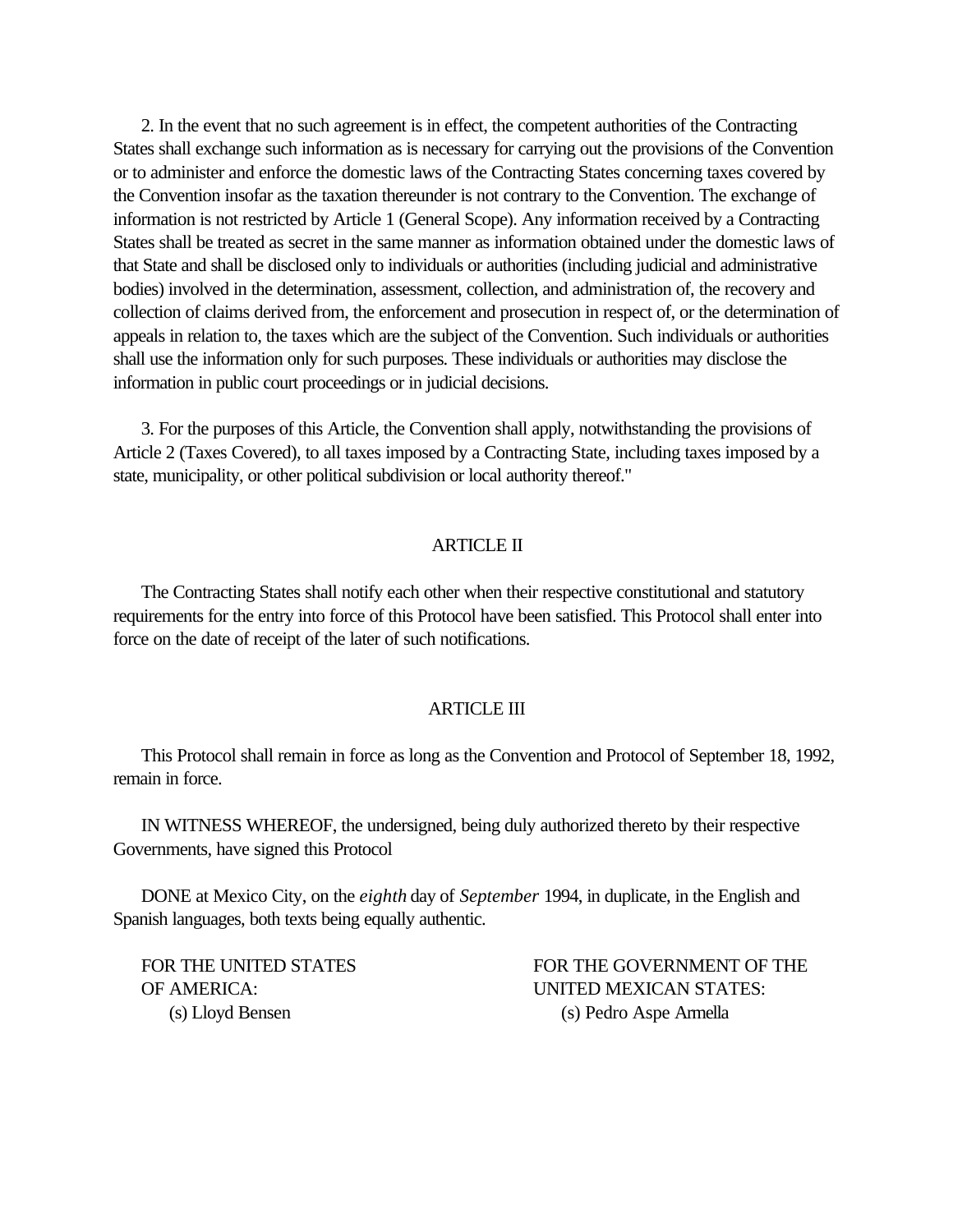2. In the event that no such agreement is in effect, the competent authorities of the Contracting States shall exchange such information as is necessary for carrying out the provisions of the Convention or to administer and enforce the domestic laws of the Contracting States concerning taxes covered by the Convention insofar as the taxation thereunder is not contrary to the Convention. The exchange of information is not restricted by Article 1 (General Scope). Any information received by a Contracting States shall be treated as secret in the same manner as information obtained under the domestic laws of that State and shall be disclosed only to individuals or authorities (including judicial and administrative bodies) involved in the determination, assessment, collection, and administration of, the recovery and collection of claims derived from, the enforcement and prosecution in respect of, or the determination of appeals in relation to, the taxes which are the subject of the Convention. Such individuals or authorities shall use the information only for such purposes. These individuals or authorities may disclose the information in public court proceedings or in judicial decisions.

3. For the purposes of this Article, the Convention shall apply, notwithstanding the provisions of Article 2 (Taxes Covered), to all taxes imposed by a Contracting State, including taxes imposed by a state, municipality, or other political subdivision or local authority thereof."

## ARTICLE II

The Contracting States shall notify each other when their respective constitutional and statutory requirements for the entry into force of this Protocol have been satisfied. This Protocol shall enter into force on the date of receipt of the later of such notifications.

## ARTICLE III

This Protocol shall remain in force as long as the Convention and Protocol of September 18, 1992, remain in force.

IN WITNESS WHEREOF, the undersigned, being duly authorized thereto by their respective Governments, have signed this Protocol

DONE at Mexico City, on the *eighth* day of *September* 1994, in duplicate, in the English and Spanish languages, both texts being equally authentic.

FOR THE UNITED STATES OF AMERICA:
(s) Lloyd Bensen

FOR THE GOVERNMENT OF THE UNITED MEXICAN STATES:
(s) Pedro Aspe Armella